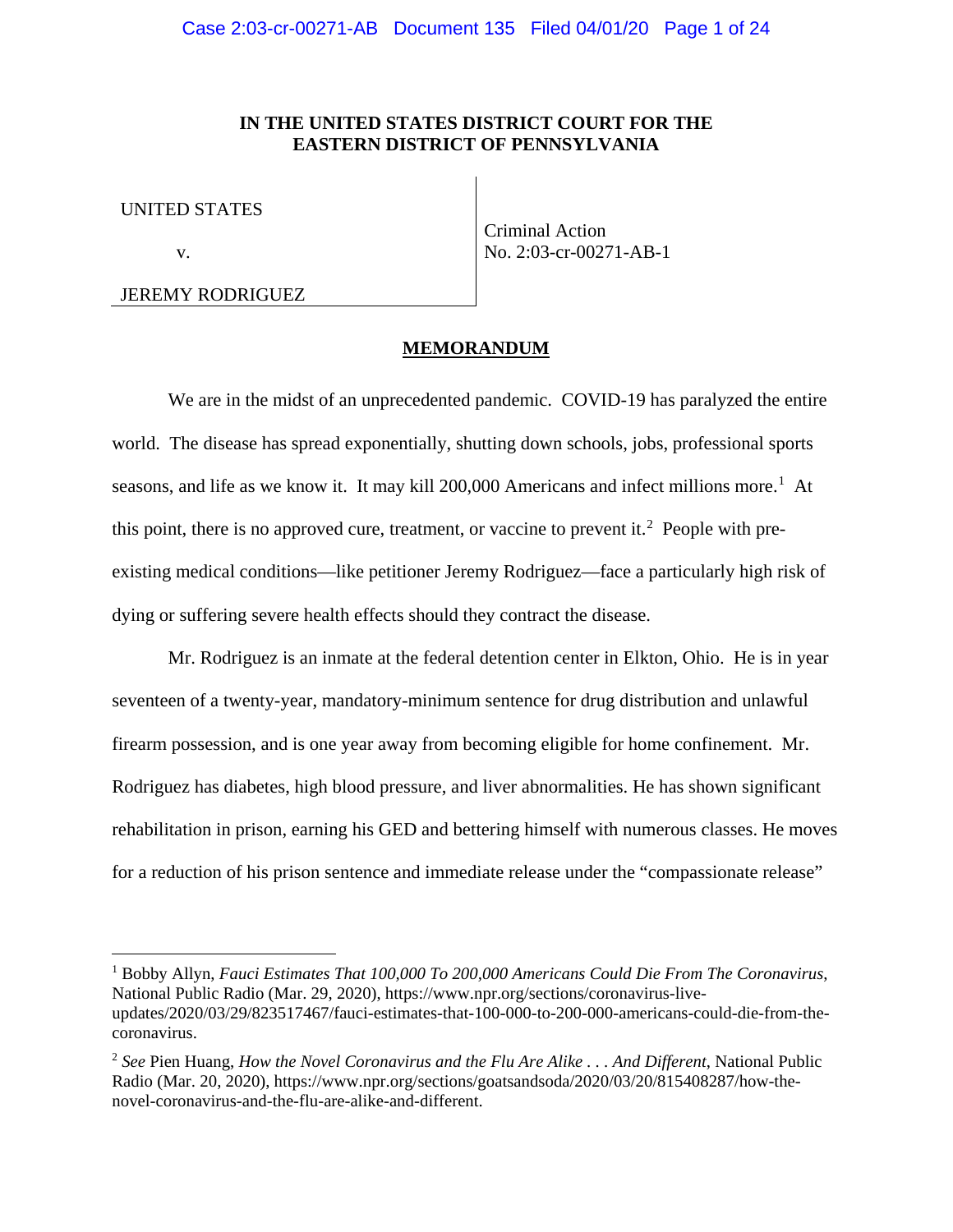**IN THE UNITED STATES DISTRICT COURT FOR THE EASTERN DISTRICT OF PENNSYLVANIA**

| | |
|---|---|
| UNITED STATES<br><br>v.<br><br>JEREMY RODRIGUEZ | Criminal Action<br>No. 2:03-cr-00271-AB-1 |

**MEMORANDUM**

We are in the midst of an unprecedented pandemic. COVID-19 has paralyzed the entire world. The disease has spread exponentially, shutting down schools, jobs, professional sports seasons, and life as we know it. It may kill 200,000 Americans and infect millions more.[1] At this point, there is no approved cure, treatment, or vaccine to prevent it.[2] People with pre-existing medical conditions—like petitioner Jeremy Rodriguez—face a particularly high risk of dying or suffering severe health effects should they contract the disease.

Mr. Rodriguez is an inmate at the federal detention center in Elkton, Ohio. He is in year seventeen of a twenty-year, mandatory-minimum sentence for drug distribution and unlawful firearm possession, and is one year away from becoming eligible for home confinement. Mr. Rodriguez has diabetes, high blood pressure, and liver abnormalities. He has shown significant rehabilitation in prison, earning his GED and bettering himself with numerous classes. He moves for a reduction of his prison sentence and immediate release under the "compassionate release"

---

[1] Bobby Allyn, *Fauci Estimates That 100,000 To 200,000 Americans Could Die From The Coronavirus*, National Public Radio (Mar. 29, 2020), https://www.npr.org/sections/coronavirus-live-updates/2020/03/29/823517467/fauci-estimates-that-100-000-to-200-000-americans-could-die-from-the-coronavirus.

[2] *See* Pien Huang, *How the Novel Coronavirus and the Flu Are Alike . . . And Different*, National Public Radio (Mar. 20, 2020), https://www.npr.org/sections/goatsandsoda/2020/03/20/815408287/how-the-novel-coronavirus-and-the-flu-are-alike-and-different.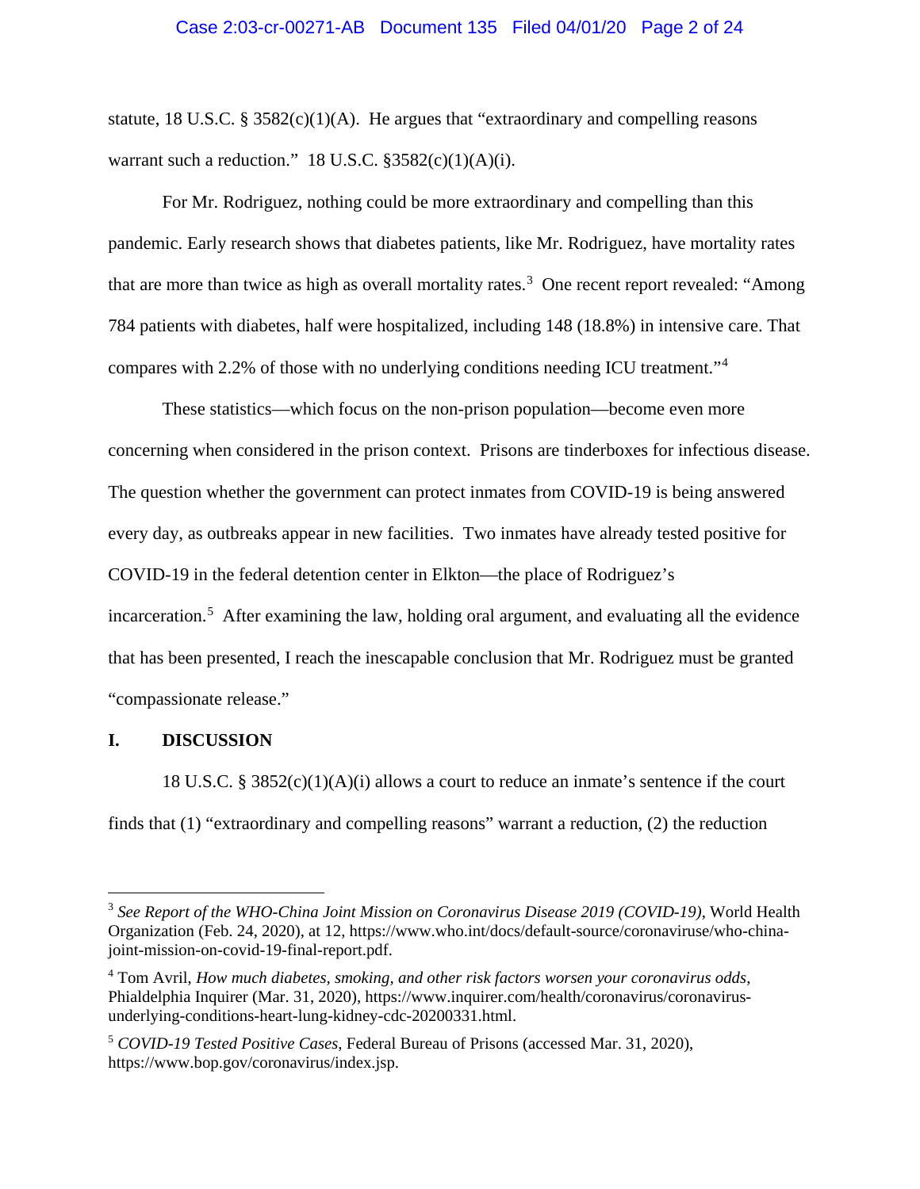statute, 18 U.S.C. § 3582(c)(1)(A). He argues that "extraordinary and compelling reasons warrant such a reduction." 18 U.S.C. §3582(c)(1)(A)(i).

For Mr. Rodriguez, nothing could be more extraordinary and compelling than this pandemic. Early research shows that diabetes patients, like Mr. Rodriguez, have mortality rates that are more than twice as high as overall mortality rates.[3] One recent report revealed: "Among 784 patients with diabetes, half were hospitalized, including 148 (18.8%) in intensive care. That compares with 2.2% of those with no underlying conditions needing ICU treatment."[4]

These statistics—which focus on the non-prison population—become even more concerning when considered in the prison context. Prisons are tinderboxes for infectious disease. The question whether the government can protect inmates from COVID-19 is being answered every day, as outbreaks appear in new facilities. Two inmates have already tested positive for COVID-19 in the federal detention center in Elkton—the place of Rodriguez's incarceration.[5] After examining the law, holding oral argument, and evaluating all the evidence that has been presented, I reach the inescapable conclusion that Mr. Rodriguez must be granted "compassionate release."

## I. DISCUSSION

18 U.S.C. § 3852(c)(1)(A)(i) allows a court to reduce an inmate's sentence if the court finds that (1) "extraordinary and compelling reasons" warrant a reduction, (2) the reduction

---

[3] *See Report of the WHO-China Joint Mission on Coronavirus Disease 2019 (COVID-19)*, World Health Organization (Feb. 24, 2020), at 12, https://www.who.int/docs/default-source/coronaviruse/who-china-joint-mission-on-covid-19-final-report.pdf.

[4] Tom Avril, *How much diabetes, smoking, and other risk factors worsen your coronavirus odds*, Phialdelphia Inquirer (Mar. 31, 2020), https://www.inquirer.com/health/coronavirus/coronavirus-underlying-conditions-heart-lung-kidney-cdc-20200331.html.

[5] *COVID-19 Tested Positive Cases*, Federal Bureau of Prisons (accessed Mar. 31, 2020), https://www.bop.gov/coronavirus/index.jsp.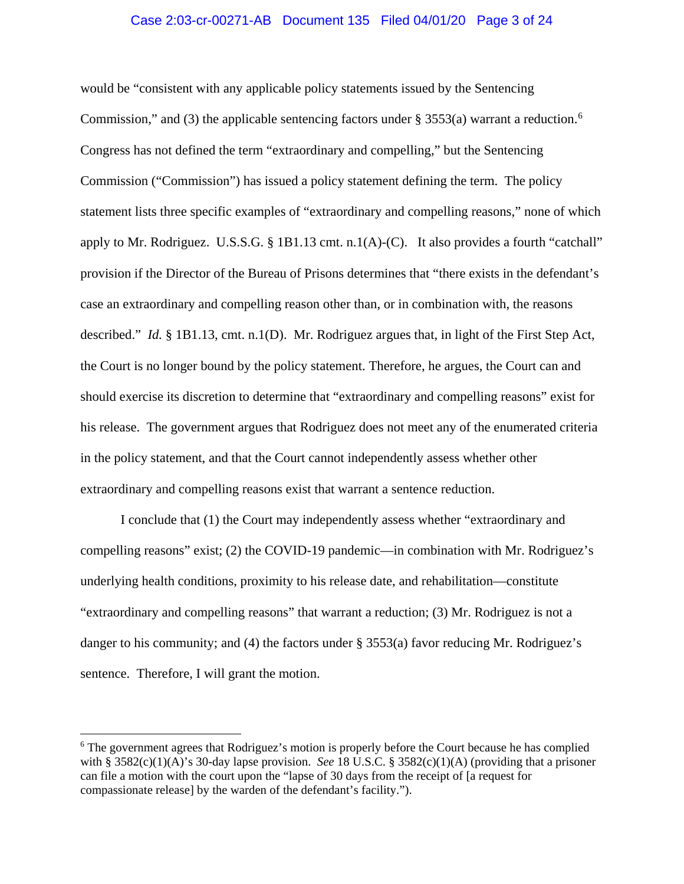would be "consistent with any applicable policy statements issued by the Sentencing Commission," and (3) the applicable sentencing factors under § 3553(a) warrant a reduction.[6] Congress has not defined the term "extraordinary and compelling," but the Sentencing Commission ("Commission") has issued a policy statement defining the term. The policy statement lists three specific examples of "extraordinary and compelling reasons," none of which apply to Mr. Rodriguez. U.S.S.G. § 1B1.13 cmt. n.1(A)-(C). It also provides a fourth "catchall" provision if the Director of the Bureau of Prisons determines that "there exists in the defendant's case an extraordinary and compelling reason other than, or in combination with, the reasons described." *Id.* § 1B1.13, cmt. n.1(D). Mr. Rodriguez argues that, in light of the First Step Act, the Court is no longer bound by the policy statement. Therefore, he argues, the Court can and should exercise its discretion to determine that "extraordinary and compelling reasons" exist for his release. The government argues that Rodriguez does not meet any of the enumerated criteria in the policy statement, and that the Court cannot independently assess whether other extraordinary and compelling reasons exist that warrant a sentence reduction.

I conclude that (1) the Court may independently assess whether "extraordinary and compelling reasons" exist; (2) the COVID-19 pandemic—in combination with Mr. Rodriguez's underlying health conditions, proximity to his release date, and rehabilitation—constitute "extraordinary and compelling reasons" that warrant a reduction; (3) Mr. Rodriguez is not a danger to his community; and (4) the factors under § 3553(a) favor reducing Mr. Rodriguez's sentence. Therefore, I will grant the motion.

---

[6] The government agrees that Rodriguez's motion is properly before the Court because he has complied with § 3582(c)(1)(A)'s 30-day lapse provision. *See* 18 U.S.C. § 3582(c)(1)(A) (providing that a prisoner can file a motion with the court upon the "lapse of 30 days from the receipt of [a request for compassionate release] by the warden of the defendant's facility.").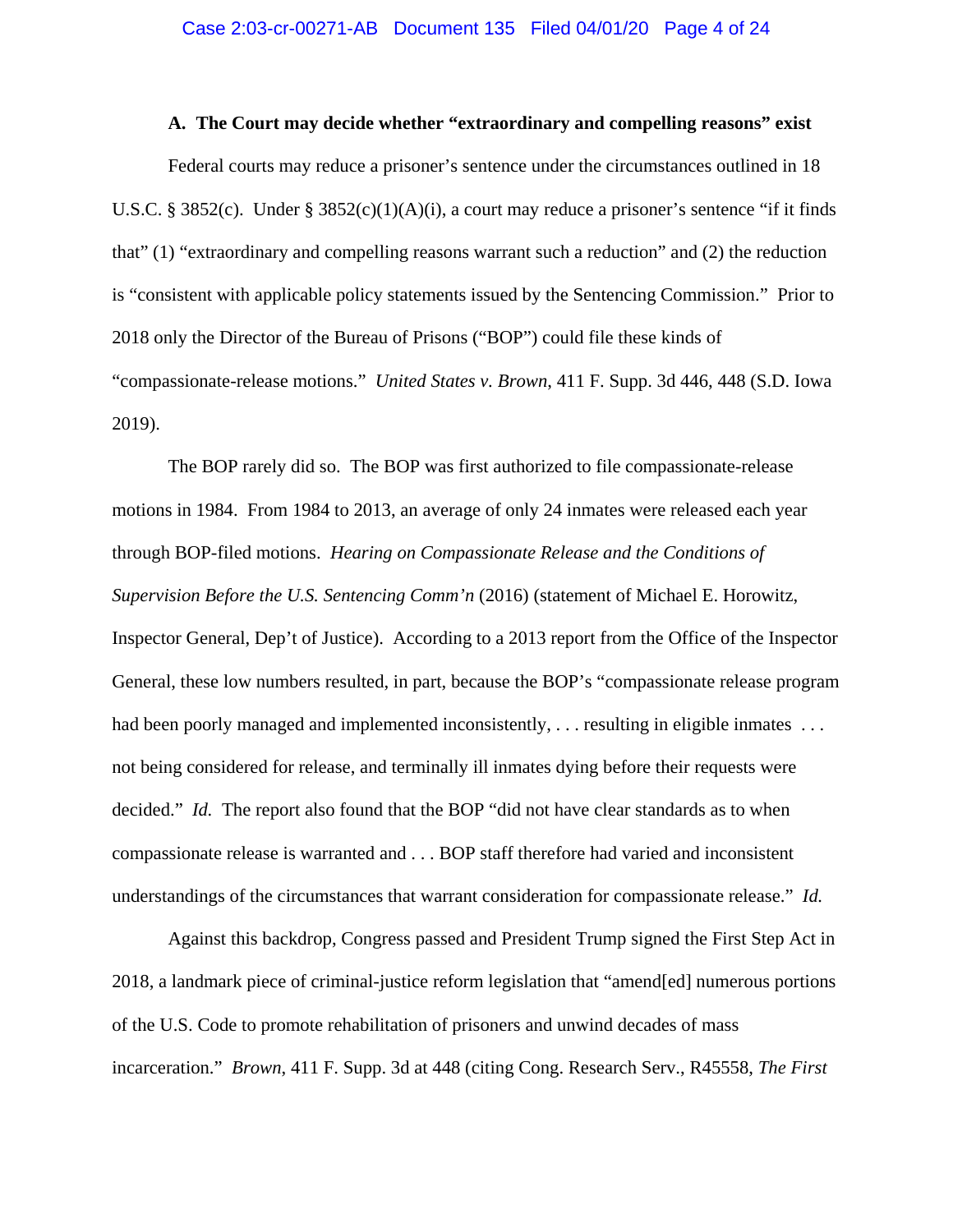### A. The Court may decide whether "extraordinary and compelling reasons" exist

Federal courts may reduce a prisoner's sentence under the circumstances outlined in 18 U.S.C. § 3852(c). Under § 3852(c)(1)(A)(i), a court may reduce a prisoner's sentence "if it finds that" (1) "extraordinary and compelling reasons warrant such a reduction" and (2) the reduction is "consistent with applicable policy statements issued by the Sentencing Commission." Prior to 2018 only the Director of the Bureau of Prisons ("BOP") could file these kinds of "compassionate-release motions." *United States v. Brown*, 411 F. Supp. 3d 446, 448 (S.D. Iowa 2019).

The BOP rarely did so. The BOP was first authorized to file compassionate-release motions in 1984. From 1984 to 2013, an average of only 24 inmates were released each year through BOP-filed motions. *Hearing on Compassionate Release and the Conditions of Supervision Before the U.S. Sentencing Comm'n* (2016) (statement of Michael E. Horowitz, Inspector General, Dep't of Justice). According to a 2013 report from the Office of the Inspector General, these low numbers resulted, in part, because the BOP's "compassionate release program had been poorly managed and implemented inconsistently, . . . resulting in eligible inmates . . . not being considered for release, and terminally ill inmates dying before their requests were decided." *Id.* The report also found that the BOP "did not have clear standards as to when compassionate release is warranted and . . . BOP staff therefore had varied and inconsistent understandings of the circumstances that warrant consideration for compassionate release." *Id.*

Against this backdrop, Congress passed and President Trump signed the First Step Act in 2018, a landmark piece of criminal-justice reform legislation that "amend[ed] numerous portions of the U.S. Code to promote rehabilitation of prisoners and unwind decades of mass incarceration." *Brown*, 411 F. Supp. 3d at 448 (citing Cong. Research Serv., R45558, *The First*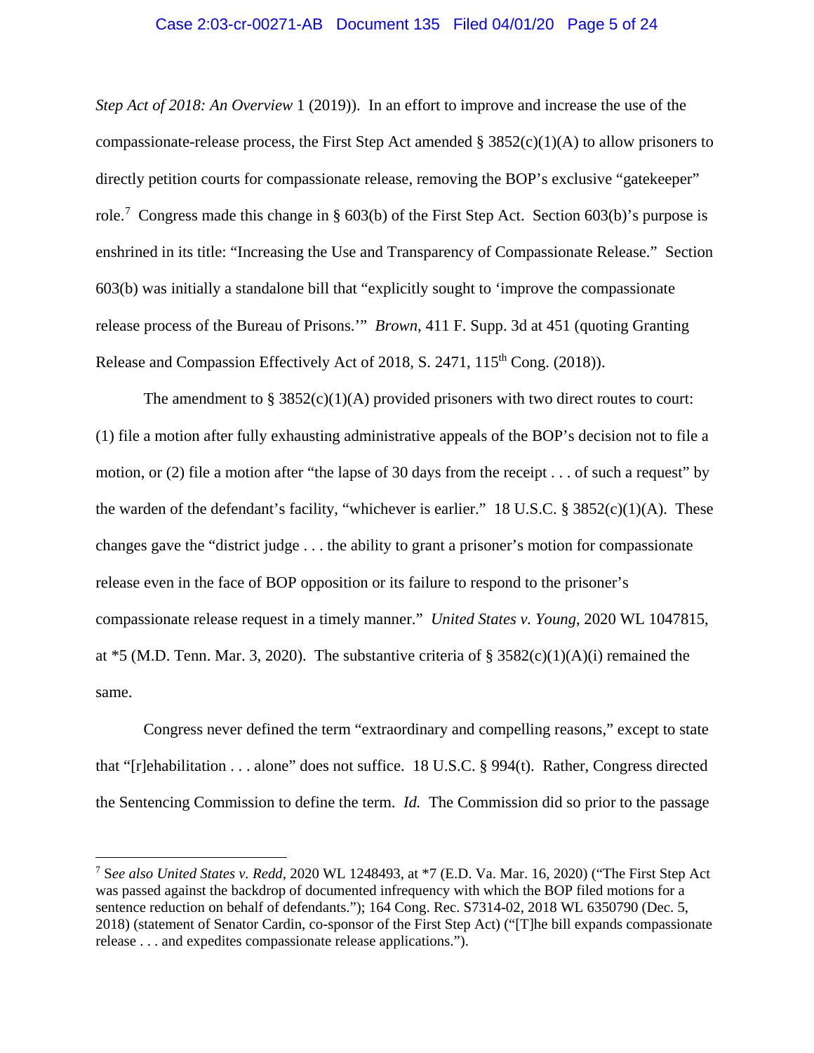*Step Act of 2018: An Overview* 1 (2019)). In an effort to improve and increase the use of the compassionate-release process, the First Step Act amended § 3852(c)(1)(A) to allow prisoners to directly petition courts for compassionate release, removing the BOP's exclusive "gatekeeper" role.[7] Congress made this change in § 603(b) of the First Step Act. Section 603(b)'s purpose is enshrined in its title: "Increasing the Use and Transparency of Compassionate Release." Section 603(b) was initially a standalone bill that "explicitly sought to 'improve the compassionate release process of the Bureau of Prisons.'" *Brown*, 411 F. Supp. 3d at 451 (quoting Granting Release and Compassion Effectively Act of 2018, S. 2471, 115th Cong. (2018)).

The amendment to § 3852(c)(1)(A) provided prisoners with two direct routes to court: (1) file a motion after fully exhausting administrative appeals of the BOP's decision not to file a motion, or (2) file a motion after "the lapse of 30 days from the receipt . . . of such a request" by the warden of the defendant's facility, "whichever is earlier." 18 U.S.C. § 3852(c)(1)(A). These changes gave the "district judge . . . the ability to grant a prisoner's motion for compassionate release even in the face of BOP opposition or its failure to respond to the prisoner's compassionate release request in a timely manner." *United States v. Young*, 2020 WL 1047815, at *5 (M.D. Tenn. Mar. 3, 2020). The substantive criteria of § 3582(c)(1)(A)(i) remained the same.

Congress never defined the term "extraordinary and compelling reasons," except to state that "[r]ehabilitation . . . alone" does not suffice. 18 U.S.C. § 994(t). Rather, Congress directed the Sentencing Commission to define the term. *Id.* The Commission did so prior to the passage

---

[7] S*ee also United States v. Redd*, 2020 WL 1248493, at *7 (E.D. Va. Mar. 16, 2020) ("The First Step Act was passed against the backdrop of documented infrequency with which the BOP filed motions for a sentence reduction on behalf of defendants."); 164 Cong. Rec. S7314-02, 2018 WL 6350790 (Dec. 5, 2018) (statement of Senator Cardin, co-sponsor of the First Step Act) ("[T]he bill expands compassionate release . . . and expedites compassionate release applications.").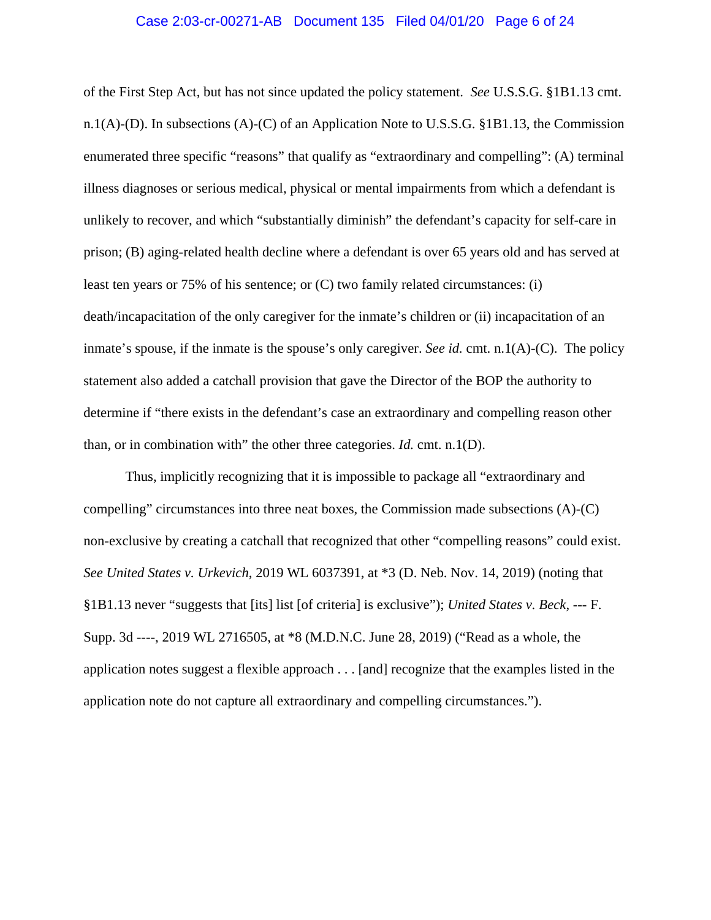of the First Step Act, but has not since updated the policy statement. *See* U.S.S.G. §1B1.13 cmt. n.1(A)-(D). In subsections (A)-(C) of an Application Note to U.S.S.G. §1B1.13, the Commission enumerated three specific "reasons" that qualify as "extraordinary and compelling": (A) terminal illness diagnoses or serious medical, physical or mental impairments from which a defendant is unlikely to recover, and which "substantially diminish" the defendant's capacity for self-care in prison; (B) aging-related health decline where a defendant is over 65 years old and has served at least ten years or 75% of his sentence; or (C) two family related circumstances: (i) death/incapacitation of the only caregiver for the inmate's children or (ii) incapacitation of an inmate's spouse, if the inmate is the spouse's only caregiver. *See id.* cmt. n.1(A)-(C). The policy statement also added a catchall provision that gave the Director of the BOP the authority to determine if "there exists in the defendant's case an extraordinary and compelling reason other than, or in combination with" the other three categories. *Id.* cmt. n.1(D).

Thus, implicitly recognizing that it is impossible to package all "extraordinary and compelling" circumstances into three neat boxes, the Commission made subsections (A)-(C) non-exclusive by creating a catchall that recognized that other "compelling reasons" could exist. *See United States v. Urkevich*, 2019 WL 6037391, at *3 (D. Neb. Nov. 14, 2019) (noting that §1B1.13 never "suggests that [its] list [of criteria] is exclusive"); *United States v. Beck*, --- F. Supp. 3d ----, 2019 WL 2716505, at *8 (M.D.N.C. June 28, 2019) ("Read as a whole, the application notes suggest a flexible approach . . . [and] recognize that the examples listed in the application note do not capture all extraordinary and compelling circumstances.").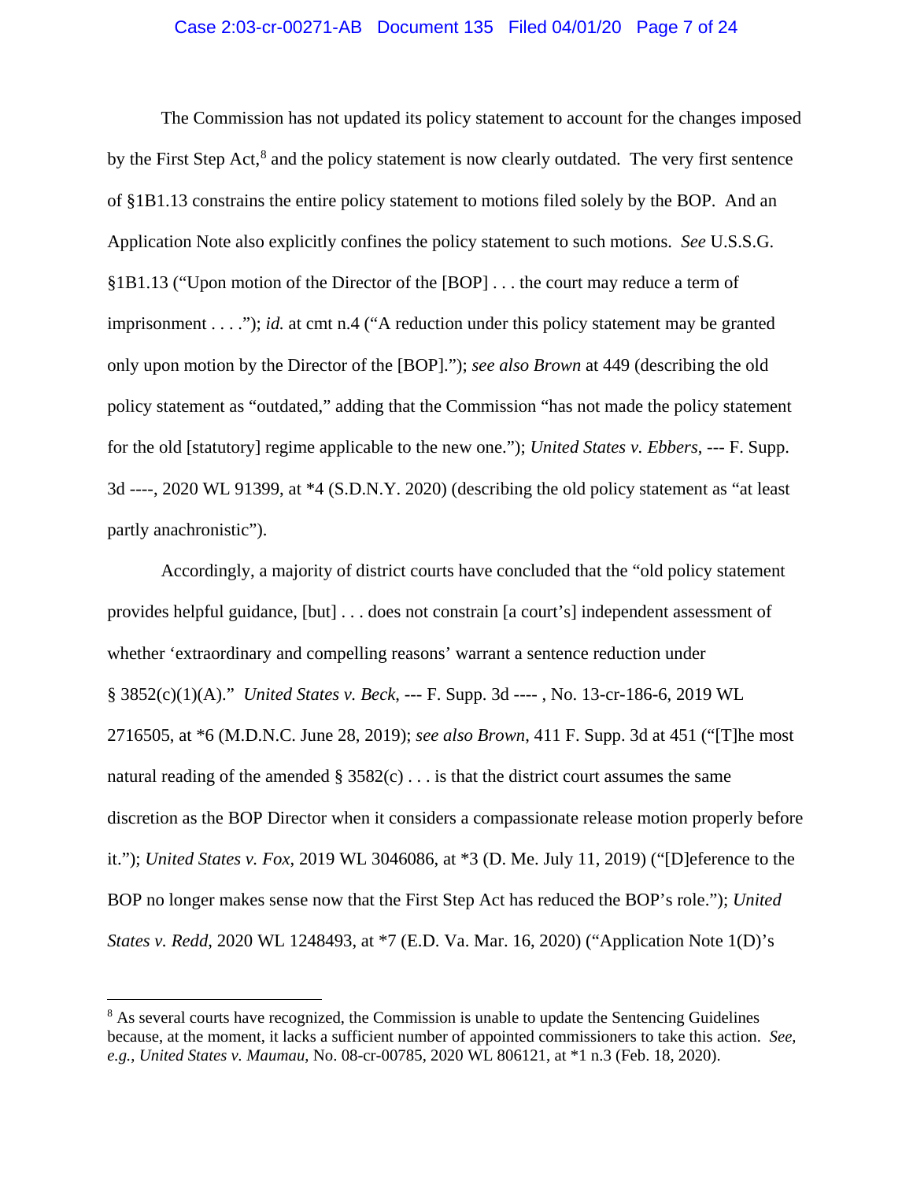The Commission has not updated its policy statement to account for the changes imposed by the First Step Act,[8] and the policy statement is now clearly outdated. The very first sentence of §1B1.13 constrains the entire policy statement to motions filed solely by the BOP. And an Application Note also explicitly confines the policy statement to such motions. *See* U.S.S.G. §1B1.13 ("Upon motion of the Director of the [BOP] . . . the court may reduce a term of imprisonment . . . ."); *id.* at cmt n.4 ("A reduction under this policy statement may be granted only upon motion by the Director of the [BOP]."); *see also Brown* at 449 (describing the old policy statement as "outdated," adding that the Commission "has not made the policy statement for the old [statutory] regime applicable to the new one."); *United States v. Ebbers*, --- F. Supp. 3d ----, 2020 WL 91399, at *4 (S.D.N.Y. 2020) (describing the old policy statement as "at least partly anachronistic").

Accordingly, a majority of district courts have concluded that the "old policy statement provides helpful guidance, [but] . . . does not constrain [a court's] independent assessment of whether 'extraordinary and compelling reasons' warrant a sentence reduction under § 3852(c)(1)(A)." *United States v. Beck*, --- F. Supp. 3d ---- , No. 13-cr-186-6, 2019 WL 2716505, at *6 (M.D.N.C. June 28, 2019); *see also Brown*, 411 F. Supp. 3d at 451 ("[T]he most natural reading of the amended § 3582(c) . . . is that the district court assumes the same discretion as the BOP Director when it considers a compassionate release motion properly before it."); *United States v. Fox*, 2019 WL 3046086, at *3 (D. Me. July 11, 2019) ("[D]eference to the BOP no longer makes sense now that the First Step Act has reduced the BOP's role."); *United States v. Redd*, 2020 WL 1248493, at *7 (E.D. Va. Mar. 16, 2020) ("Application Note 1(D)'s

---

[8] As several courts have recognized, the Commission is unable to update the Sentencing Guidelines because, at the moment, it lacks a sufficient number of appointed commissioners to take this action. *See, e.g., United States v. Maumau*, No. 08-cr-00785, 2020 WL 806121, at *1 n.3 (Feb. 18, 2020).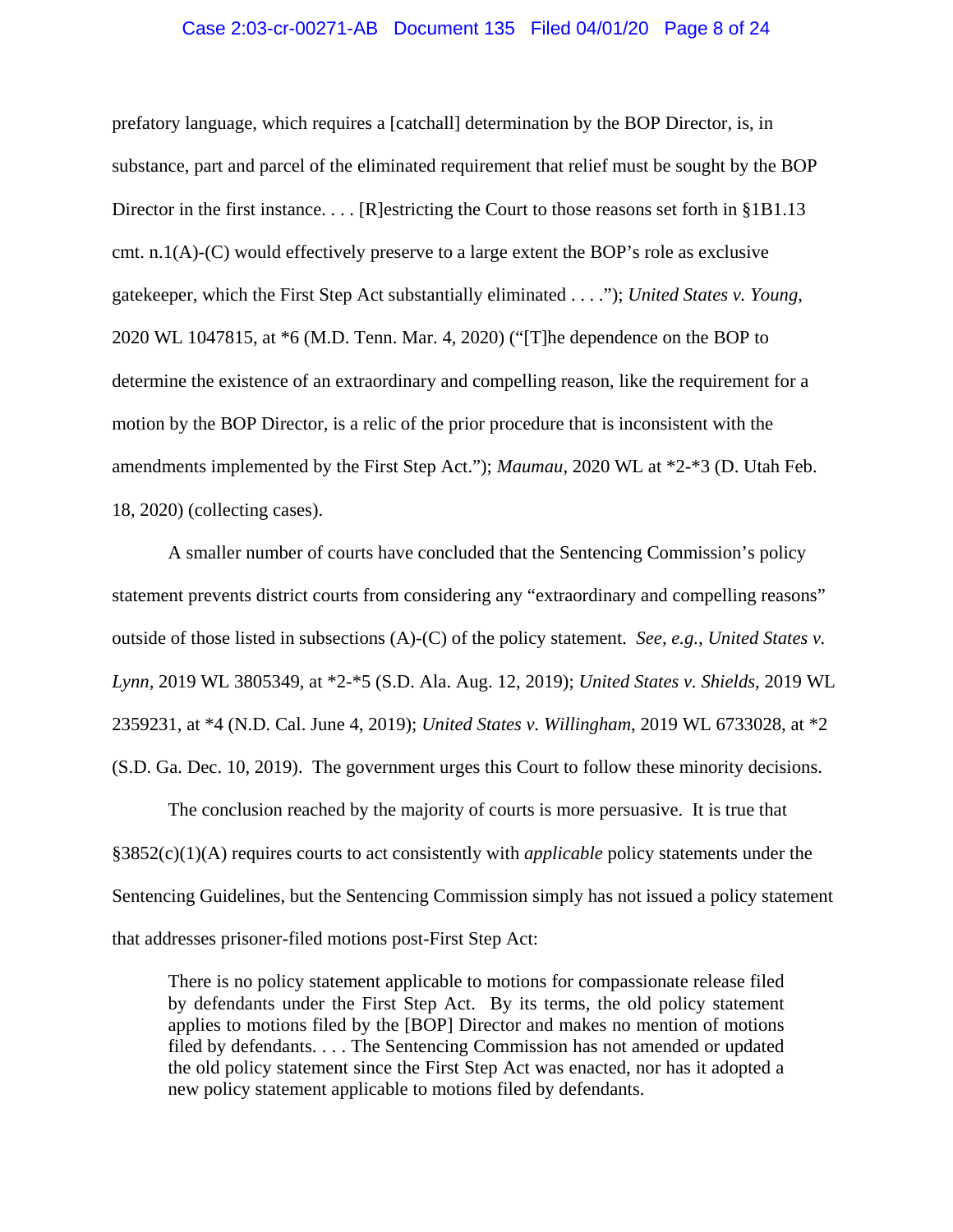prefatory language, which requires a [catchall] determination by the BOP Director, is, in substance, part and parcel of the eliminated requirement that relief must be sought by the BOP Director in the first instance. . . . [R]estricting the Court to those reasons set forth in §1B1.13 cmt. n.1(A)-(C) would effectively preserve to a large extent the BOP's role as exclusive gatekeeper, which the First Step Act substantially eliminated . . . ."); *United States v. Young*, 2020 WL 1047815, at *6 (M.D. Tenn. Mar. 4, 2020) ("[T]he dependence on the BOP to determine the existence of an extraordinary and compelling reason, like the requirement for a motion by the BOP Director, is a relic of the prior procedure that is inconsistent with the amendments implemented by the First Step Act."); *Maumau*, 2020 WL at *2-*3 (D. Utah Feb. 18, 2020) (collecting cases).

A smaller number of courts have concluded that the Sentencing Commission's policy statement prevents district courts from considering any "extraordinary and compelling reasons" outside of those listed in subsections (A)-(C) of the policy statement. *See, e.g., United States v. Lynn*, 2019 WL 3805349, at *2-*5 (S.D. Ala. Aug. 12, 2019); *United States v. Shields*, 2019 WL 2359231, at *4 (N.D. Cal. June 4, 2019); *United States v. Willingham*, 2019 WL 6733028, at *2 (S.D. Ga. Dec. 10, 2019). The government urges this Court to follow these minority decisions.

The conclusion reached by the majority of courts is more persuasive. It is true that §3852(c)(1)(A) requires courts to act consistently with *applicable* policy statements under the Sentencing Guidelines, but the Sentencing Commission simply has not issued a policy statement that addresses prisoner-filed motions post-First Step Act:

> There is no policy statement applicable to motions for compassionate release filed by defendants under the First Step Act. By its terms, the old policy statement applies to motions filed by the [BOP] Director and makes no mention of motions filed by defendants. . . . The Sentencing Commission has not amended or updated the old policy statement since the First Step Act was enacted, nor has it adopted a new policy statement applicable to motions filed by defendants.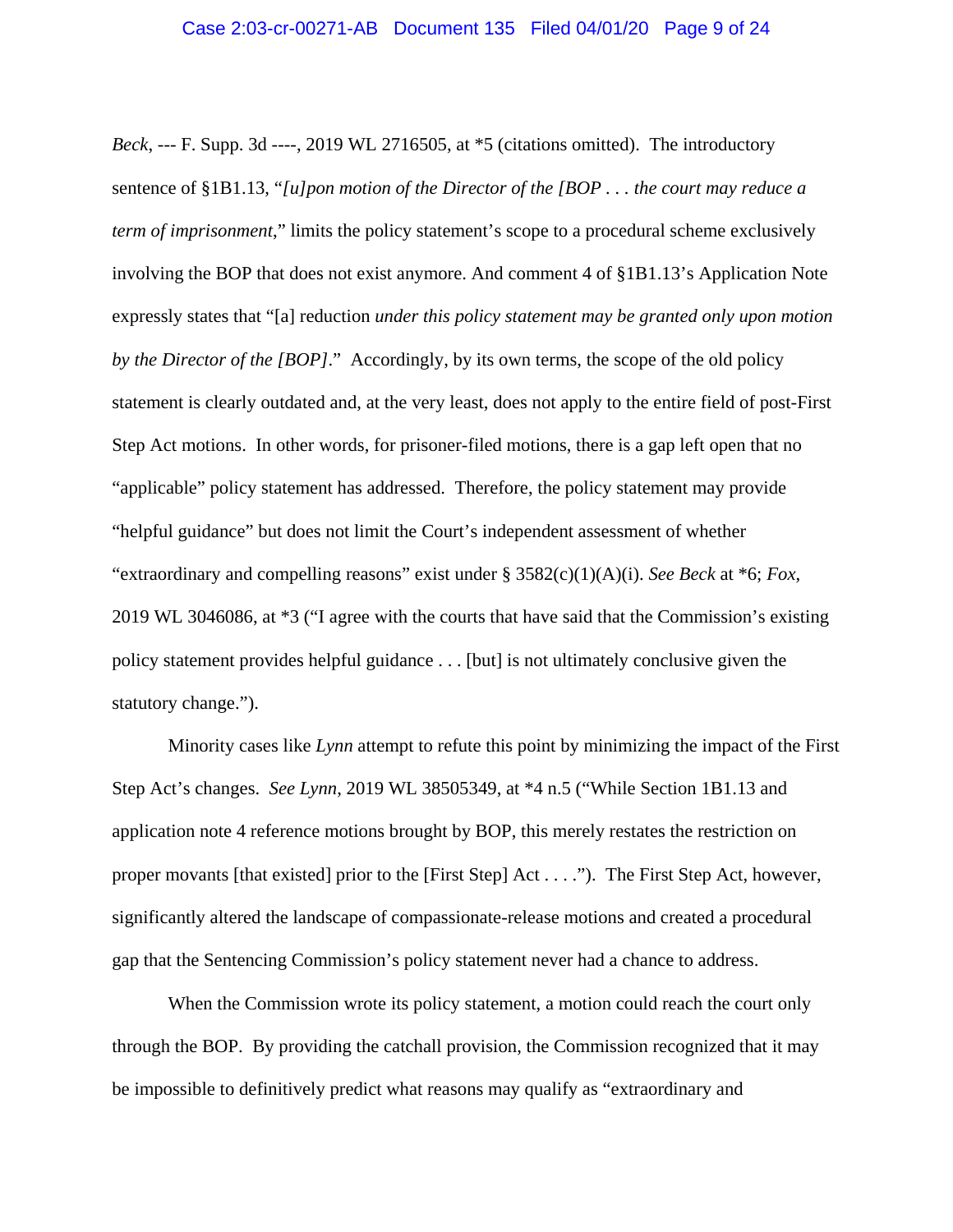*Beck*, --- F. Supp. 3d ----, 2019 WL 2716505, at *5 (citations omitted). The introductory sentence of §1B1.13, "*[u]pon motion of the Director of the [BOP . . . the court may reduce a term of imprisonment*," limits the policy statement's scope to a procedural scheme exclusively involving the BOP that does not exist anymore. And comment 4 of §1B1.13's Application Note expressly states that "[a] reduction *under this policy statement may be granted only upon motion by the Director of the [BOP]*." Accordingly, by its own terms, the scope of the old policy statement is clearly outdated and, at the very least, does not apply to the entire field of post-First Step Act motions. In other words, for prisoner-filed motions, there is a gap left open that no "applicable" policy statement has addressed. Therefore, the policy statement may provide "helpful guidance" but does not limit the Court's independent assessment of whether "extraordinary and compelling reasons" exist under § 3582(c)(1)(A)(i). *See Beck* at *6; *Fox*, 2019 WL 3046086, at *3 ("I agree with the courts that have said that the Commission's existing policy statement provides helpful guidance . . . [but] is not ultimately conclusive given the statutory change.").

Minority cases like *Lynn* attempt to refute this point by minimizing the impact of the First Step Act's changes. *See Lynn*, 2019 WL 38505349, at *4 n.5 ("While Section 1B1.13 and application note 4 reference motions brought by BOP, this merely restates the restriction on proper movants [that existed] prior to the [First Step] Act . . . ."). The First Step Act, however, significantly altered the landscape of compassionate-release motions and created a procedural gap that the Sentencing Commission's policy statement never had a chance to address.

When the Commission wrote its policy statement, a motion could reach the court only through the BOP. By providing the catchall provision, the Commission recognized that it may be impossible to definitively predict what reasons may qualify as "extraordinary and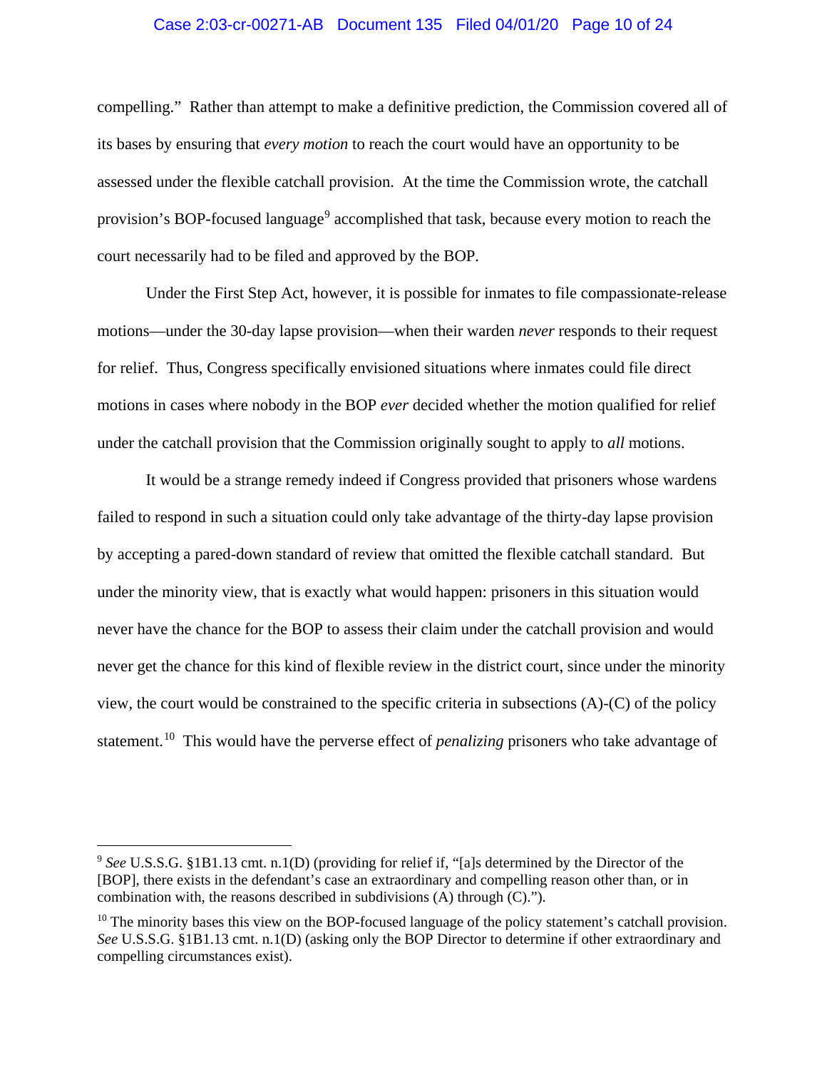compelling." Rather than attempt to make a definitive prediction, the Commission covered all of its bases by ensuring that *every motion* to reach the court would have an opportunity to be assessed under the flexible catchall provision. At the time the Commission wrote, the catchall provision's BOP-focused language[9] accomplished that task, because every motion to reach the court necessarily had to be filed and approved by the BOP.

Under the First Step Act, however, it is possible for inmates to file compassionate-release motions—under the 30-day lapse provision—when their warden *never* responds to their request for relief. Thus, Congress specifically envisioned situations where inmates could file direct motions in cases where nobody in the BOP *ever* decided whether the motion qualified for relief under the catchall provision that the Commission originally sought to apply to *all* motions.

It would be a strange remedy indeed if Congress provided that prisoners whose wardens failed to respond in such a situation could only take advantage of the thirty-day lapse provision by accepting a pared-down standard of review that omitted the flexible catchall standard. But under the minority view, that is exactly what would happen: prisoners in this situation would never have the chance for the BOP to assess their claim under the catchall provision and would never get the chance for this kind of flexible review in the district court, since under the minority view, the court would be constrained to the specific criteria in subsections (A)-(C) of the policy statement.[10] This would have the perverse effect of *penalizing* prisoners who take advantage of

---

[9] *See* U.S.S.G. §1B1.13 cmt. n.1(D) (providing for relief if, "[a]s determined by the Director of the [BOP], there exists in the defendant's case an extraordinary and compelling reason other than, or in combination with, the reasons described in subdivisions (A) through (C).").

[10] The minority bases this view on the BOP-focused language of the policy statement's catchall provision. *See* U.S.S.G. §1B1.13 cmt. n.1(D) (asking only the BOP Director to determine if other extraordinary and compelling circumstances exist).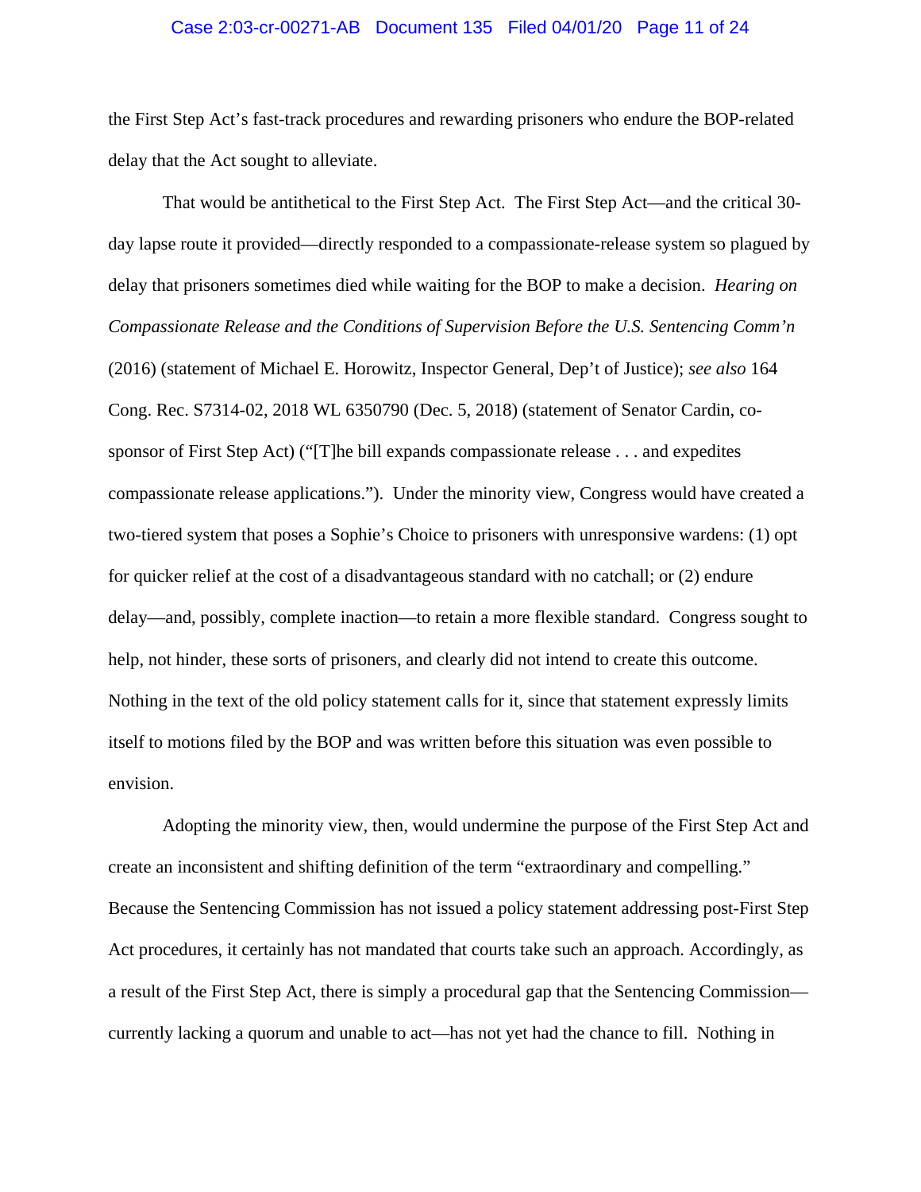the First Step Act's fast-track procedures and rewarding prisoners who endure the BOP-related delay that the Act sought to alleviate.

That would be antithetical to the First Step Act. The First Step Act—and the critical 30-day lapse route it provided—directly responded to a compassionate-release system so plagued by delay that prisoners sometimes died while waiting for the BOP to make a decision. *Hearing on Compassionate Release and the Conditions of Supervision Before the U.S. Sentencing Comm'n* (2016) (statement of Michael E. Horowitz, Inspector General, Dep't of Justice); *see also* 164 Cong. Rec. S7314-02, 2018 WL 6350790 (Dec. 5, 2018) (statement of Senator Cardin, co-sponsor of First Step Act) ("[T]he bill expands compassionate release . . . and expedites compassionate release applications."). Under the minority view, Congress would have created a two-tiered system that poses a Sophie's Choice to prisoners with unresponsive wardens: (1) opt for quicker relief at the cost of a disadvantageous standard with no catchall; or (2) endure delay—and, possibly, complete inaction—to retain a more flexible standard. Congress sought to help, not hinder, these sorts of prisoners, and clearly did not intend to create this outcome. Nothing in the text of the old policy statement calls for it, since that statement expressly limits itself to motions filed by the BOP and was written before this situation was even possible to envision.

Adopting the minority view, then, would undermine the purpose of the First Step Act and create an inconsistent and shifting definition of the term "extraordinary and compelling." Because the Sentencing Commission has not issued a policy statement addressing post-First Step Act procedures, it certainly has not mandated that courts take such an approach. Accordingly, as a result of the First Step Act, there is simply a procedural gap that the Sentencing Commission—currently lacking a quorum and unable to act—has not yet had the chance to fill. Nothing in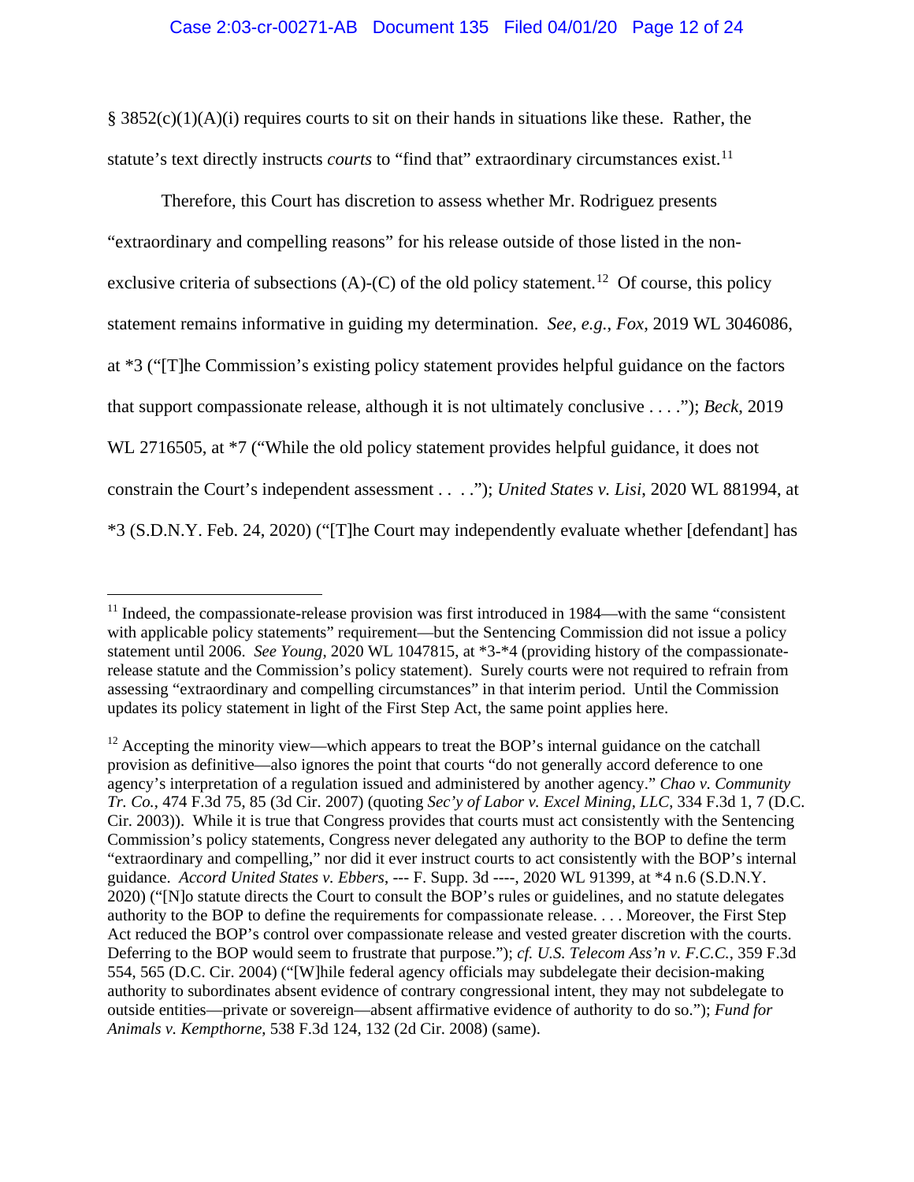§ 3852(c)(1)(A)(i) requires courts to sit on their hands in situations like these. Rather, the statute's text directly instructs *courts* to "find that" extraordinary circumstances exist.[11]

Therefore, this Court has discretion to assess whether Mr. Rodriguez presents "extraordinary and compelling reasons" for his release outside of those listed in the non-exclusive criteria of subsections (A)-(C) of the old policy statement.[12] Of course, this policy statement remains informative in guiding my determination. *See, e.g.*, *Fox*, 2019 WL 3046086, at *3 ("[T]he Commission's existing policy statement provides helpful guidance on the factors that support compassionate release, although it is not ultimately conclusive . . . ."); *Beck*, 2019 WL 2716505, at *7 ("While the old policy statement provides helpful guidance, it does not constrain the Court's independent assessment . . . ."); *United States v. Lisi*, 2020 WL 881994, at *3 (S.D.N.Y. Feb. 24, 2020) ("[T]he Court may independently evaluate whether [defendant] has

---

[11] Indeed, the compassionate-release provision was first introduced in 1984—with the same "consistent with applicable policy statements" requirement—but the Sentencing Commission did not issue a policy statement until 2006. *See Young*, 2020 WL 1047815, at *3-*4 (providing history of the compassionate-release statute and the Commission's policy statement). Surely courts were not required to refrain from assessing "extraordinary and compelling circumstances" in that interim period. Until the Commission updates its policy statement in light of the First Step Act, the same point applies here.

[12] Accepting the minority view—which appears to treat the BOP's internal guidance on the catchall provision as definitive—also ignores the point that courts "do not generally accord deference to one agency's interpretation of a regulation issued and administered by another agency." *Chao v. Community Tr. Co.*, 474 F.3d 75, 85 (3d Cir. 2007) (quoting *Sec'y of Labor v. Excel Mining, LLC*, 334 F.3d 1, 7 (D.C. Cir. 2003)). While it is true that Congress provides that courts must act consistently with the Sentencing Commission's policy statements, Congress never delegated any authority to the BOP to define the term "extraordinary and compelling," nor did it ever instruct courts to act consistently with the BOP's internal guidance. *Accord United States v. Ebbers*, --- F. Supp. 3d ----, 2020 WL 91399, at *4 n.6 (S.D.N.Y. 2020) ("[N]o statute directs the Court to consult the BOP's rules or guidelines, and no statute delegates authority to the BOP to define the requirements for compassionate release. . . . Moreover, the First Step Act reduced the BOP's control over compassionate release and vested greater discretion with the courts. Deferring to the BOP would seem to frustrate that purpose."); *cf. U.S. Telecom Ass'n v. F.C.C.*, 359 F.3d 554, 565 (D.C. Cir. 2004) ("[W]hile federal agency officials may subdelegate their decision-making authority to subordinates absent evidence of contrary congressional intent, they may not subdelegate to outside entities—private or sovereign—absent affirmative evidence of authority to do so."); *Fund for Animals v. Kempthorne*, 538 F.3d 124, 132 (2d Cir. 2008) (same).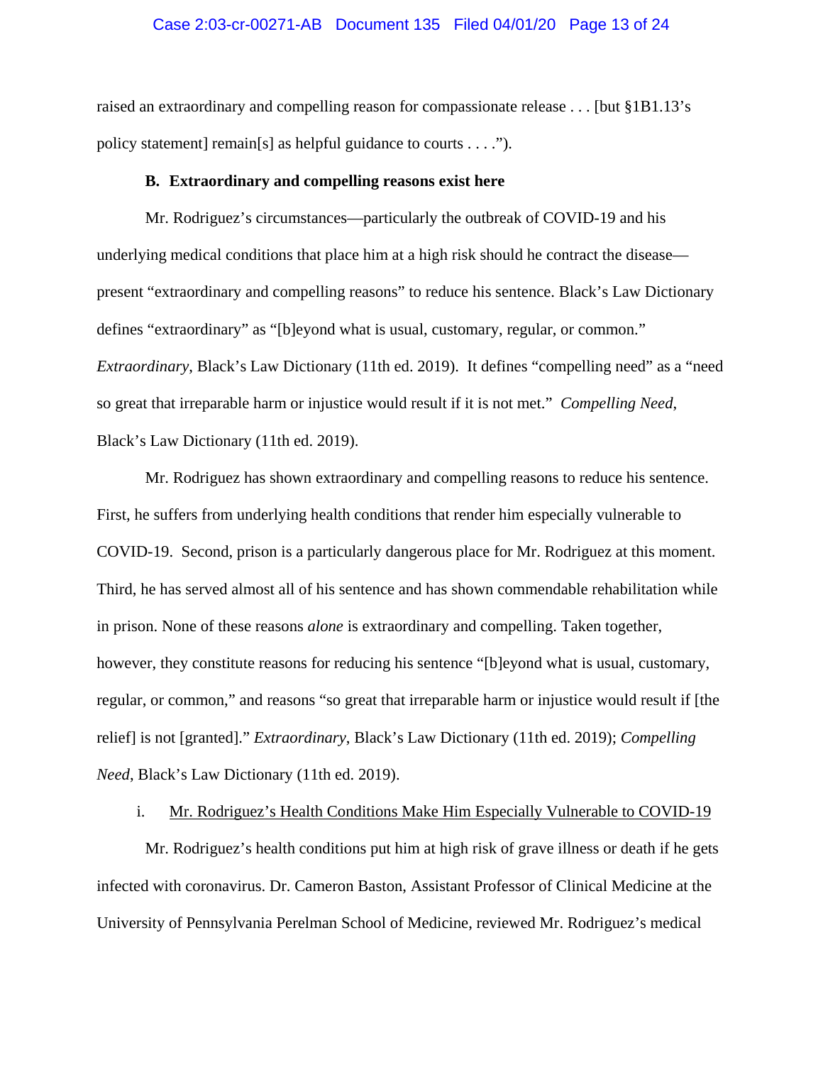raised an extraordinary and compelling reason for compassionate release . . . [but §1B1.13's policy statement] remain[s] as helpful guidance to courts . . . .").

### B. Extraordinary and compelling reasons exist here

Mr. Rodriguez's circumstances—particularly the outbreak of COVID-19 and his underlying medical conditions that place him at a high risk should he contract the disease—present "extraordinary and compelling reasons" to reduce his sentence. Black's Law Dictionary defines "extraordinary" as "[b]eyond what is usual, customary, regular, or common." *Extraordinary*, Black's Law Dictionary (11th ed. 2019). It defines "compelling need" as a "need so great that irreparable harm or injustice would result if it is not met." *Compelling Need*, Black's Law Dictionary (11th ed. 2019).

Mr. Rodriguez has shown extraordinary and compelling reasons to reduce his sentence. First, he suffers from underlying health conditions that render him especially vulnerable to COVID-19. Second, prison is a particularly dangerous place for Mr. Rodriguez at this moment. Third, he has served almost all of his sentence and has shown commendable rehabilitation while in prison. None of these reasons *alone* is extraordinary and compelling. Taken together, however, they constitute reasons for reducing his sentence "[b]eyond what is usual, customary, regular, or common," and reasons "so great that irreparable harm or injustice would result if [the relief] is not [granted]." *Extraordinary*, Black's Law Dictionary (11th ed. 2019); *Compelling Need*, Black's Law Dictionary (11th ed. 2019).

i. <u>Mr. Rodriguez's Health Conditions Make Him Especially Vulnerable to COVID-19</u>

Mr. Rodriguez's health conditions put him at high risk of grave illness or death if he gets infected with coronavirus. Dr. Cameron Baston, Assistant Professor of Clinical Medicine at the University of Pennsylvania Perelman School of Medicine, reviewed Mr. Rodriguez's medical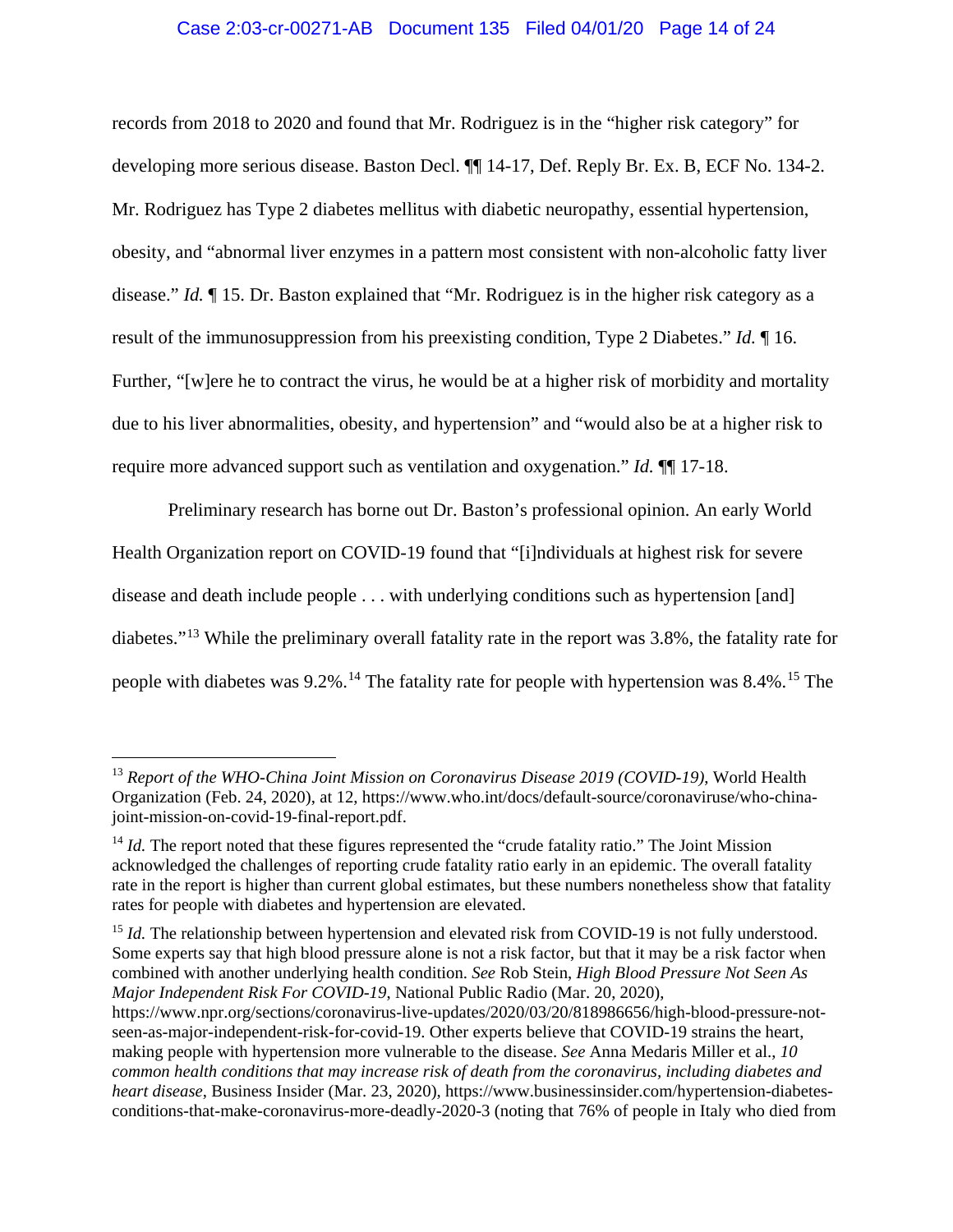records from 2018 to 2020 and found that Mr. Rodriguez is in the "higher risk category" for developing more serious disease. Baston Decl. ¶¶ 14-17, Def. Reply Br. Ex. B, ECF No. 134-2. Mr. Rodriguez has Type 2 diabetes mellitus with diabetic neuropathy, essential hypertension, obesity, and "abnormal liver enzymes in a pattern most consistent with non-alcoholic fatty liver disease." *Id.* ¶ 15. Dr. Baston explained that "Mr. Rodriguez is in the higher risk category as a result of the immunosuppression from his preexisting condition, Type 2 Diabetes." *Id.* ¶ 16. Further, "[w]ere he to contract the virus, he would be at a higher risk of morbidity and mortality due to his liver abnormalities, obesity, and hypertension" and "would also be at a higher risk to require more advanced support such as ventilation and oxygenation." *Id.* ¶¶ 17-18.

Preliminary research has borne out Dr. Baston's professional opinion. An early World Health Organization report on COVID-19 found that "[i]ndividuals at highest risk for severe disease and death include people . . . with underlying conditions such as hypertension [and] diabetes."[13] While the preliminary overall fatality rate in the report was 3.8%, the fatality rate for people with diabetes was 9.2%.[14] The fatality rate for people with hypertension was 8.4%.[15] The

---

[13] *Report of the WHO-China Joint Mission on Coronavirus Disease 2019 (COVID-19)*, World Health Organization (Feb. 24, 2020), at 12, https://www.who.int/docs/default-source/coronaviruse/who-china-joint-mission-on-covid-19-final-report.pdf.

[14] *Id.* The report noted that these figures represented the "crude fatality ratio." The Joint Mission acknowledged the challenges of reporting crude fatality ratio early in an epidemic. The overall fatality rate in the report is higher than current global estimates, but these numbers nonetheless show that fatality rates for people with diabetes and hypertension are elevated.

[15] *Id.* The relationship between hypertension and elevated risk from COVID-19 is not fully understood. Some experts say that high blood pressure alone is not a risk factor, but that it may be a risk factor when combined with another underlying health condition. *See* Rob Stein, *High Blood Pressure Not Seen As Major Independent Risk For COVID-19*, National Public Radio (Mar. 20, 2020), https://www.npr.org/sections/coronavirus-live-updates/2020/03/20/818986656/high-blood-pressure-not-seen-as-major-independent-risk-for-covid-19. Other experts believe that COVID-19 strains the heart, making people with hypertension more vulnerable to the disease. *See* Anna Medaris Miller et al., *10 common health conditions that may increase risk of death from the coronavirus, including diabetes and heart disease*, Business Insider (Mar. 23, 2020), https://www.businessinsider.com/hypertension-diabetes-conditions-that-make-coronavirus-more-deadly-2020-3 (noting that 76% of people in Italy who died from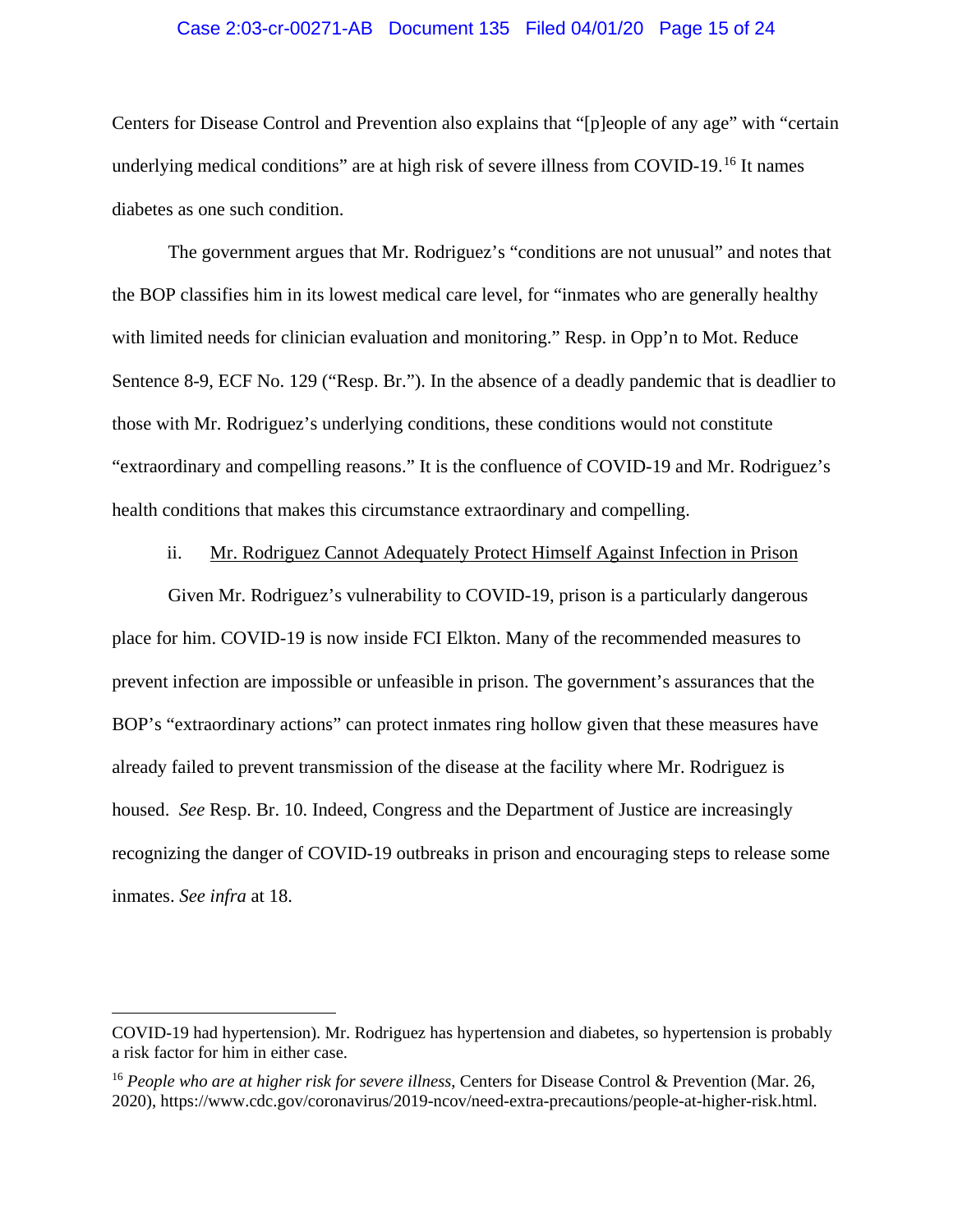Centers for Disease Control and Prevention also explains that "[p]eople of any age" with "certain underlying medical conditions" are at high risk of severe illness from COVID-19.[16] It names diabetes as one such condition.

The government argues that Mr. Rodriguez's "conditions are not unusual" and notes that the BOP classifies him in its lowest medical care level, for "inmates who are generally healthy with limited needs for clinician evaluation and monitoring." Resp. in Opp'n to Mot. Reduce Sentence 8-9, ECF No. 129 ("Resp. Br."). In the absence of a deadly pandemic that is deadlier to those with Mr. Rodriguez's underlying conditions, these conditions would not constitute "extraordinary and compelling reasons." It is the confluence of COVID-19 and Mr. Rodriguez's health conditions that makes this circumstance extraordinary and compelling.

ii. <u>Mr. Rodriguez Cannot Adequately Protect Himself Against Infection in Prison</u>

Given Mr. Rodriguez's vulnerability to COVID-19, prison is a particularly dangerous place for him. COVID-19 is now inside FCI Elkton. Many of the recommended measures to prevent infection are impossible or unfeasible in prison. The government's assurances that the BOP's "extraordinary actions" can protect inmates ring hollow given that these measures have already failed to prevent transmission of the disease at the facility where Mr. Rodriguez is housed. *See* Resp. Br. 10. Indeed, Congress and the Department of Justice are increasingly recognizing the danger of COVID-19 outbreaks in prison and encouraging steps to release some inmates. *See infra* at 18.

---

COVID-19 had hypertension). Mr. Rodriguez has hypertension and diabetes, so hypertension is probably a risk factor for him in either case.

[16] *People who are at higher risk for severe illness*, Centers for Disease Control & Prevention (Mar. 26, 2020), https://www.cdc.gov/coronavirus/2019-ncov/need-extra-precautions/people-at-higher-risk.html.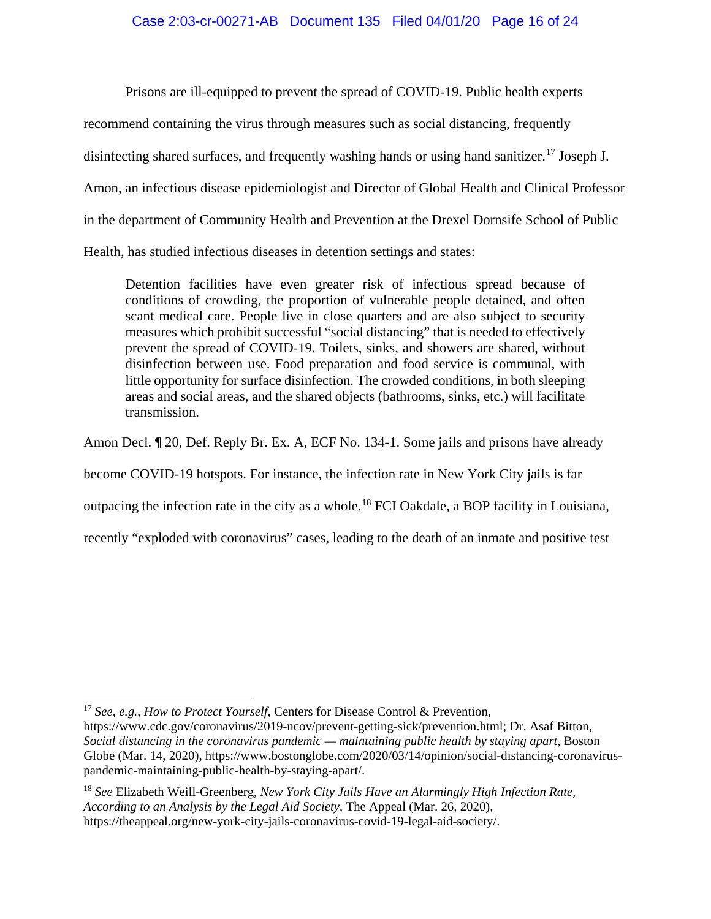Prisons are ill-equipped to prevent the spread of COVID-19. Public health experts recommend containing the virus through measures such as social distancing, frequently disinfecting shared surfaces, and frequently washing hands or using hand sanitizer.[17] Joseph J. Amon, an infectious disease epidemiologist and Director of Global Health and Clinical Professor in the department of Community Health and Prevention at the Drexel Dornsife School of Public Health, has studied infectious diseases in detention settings and states:

> Detention facilities have even greater risk of infectious spread because of conditions of crowding, the proportion of vulnerable people detained, and often scant medical care. People live in close quarters and are also subject to security measures which prohibit successful "social distancing" that is needed to effectively prevent the spread of COVID-19. Toilets, sinks, and showers are shared, without disinfection between use. Food preparation and food service is communal, with little opportunity for surface disinfection. The crowded conditions, in both sleeping areas and social areas, and the shared objects (bathrooms, sinks, etc.) will facilitate transmission.

Amon Decl. ¶ 20, Def. Reply Br. Ex. A, ECF No. 134-1. Some jails and prisons have already become COVID-19 hotspots. For instance, the infection rate in New York City jails is far outpacing the infection rate in the city as a whole.[18] FCI Oakdale, a BOP facility in Louisiana, recently "exploded with coronavirus" cases, leading to the death of an inmate and positive test

---

[17] *See, e.g.*, *How to Protect Yourself*, Centers for Disease Control & Prevention, https://www.cdc.gov/coronavirus/2019-ncov/prevent-getting-sick/prevention.html; Dr. Asaf Bitton, *Social distancing in the coronavirus pandemic — maintaining public health by staying apart*, Boston Globe (Mar. 14, 2020), https://www.bostonglobe.com/2020/03/14/opinion/social-distancing-coronavirus-pandemic-maintaining-public-health-by-staying-apart/.

[18] *See* Elizabeth Weill-Greenberg, *New York City Jails Have an Alarmingly High Infection Rate, According to an Analysis by the Legal Aid Society*, The Appeal (Mar. 26, 2020), https://theappeal.org/new-york-city-jails-coronavirus-covid-19-legal-aid-society/.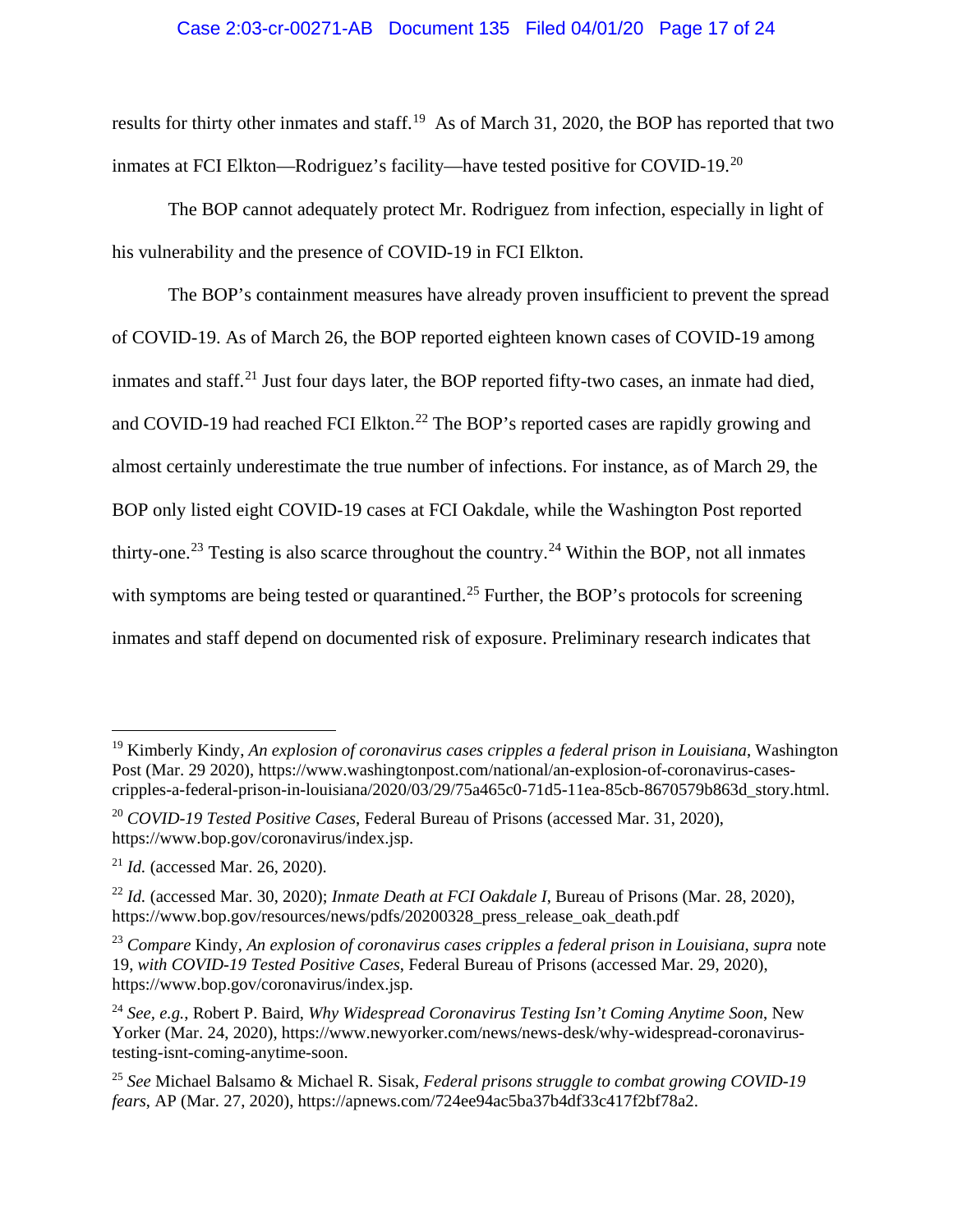results for thirty other inmates and staff.[19] As of March 31, 2020, the BOP has reported that two inmates at FCI Elkton—Rodriguez's facility—have tested positive for COVID-19.[20]

The BOP cannot adequately protect Mr. Rodriguez from infection, especially in light of his vulnerability and the presence of COVID-19 in FCI Elkton.

The BOP's containment measures have already proven insufficient to prevent the spread of COVID-19. As of March 26, the BOP reported eighteen known cases of COVID-19 among inmates and staff.[21] Just four days later, the BOP reported fifty-two cases, an inmate had died, and COVID-19 had reached FCI Elkton.[22] The BOP's reported cases are rapidly growing and almost certainly underestimate the true number of infections. For instance, as of March 29, the BOP only listed eight COVID-19 cases at FCI Oakdale, while the Washington Post reported thirty-one.[23] Testing is also scarce throughout the country.[24] Within the BOP, not all inmates with symptoms are being tested or quarantined.[25] Further, the BOP's protocols for screening inmates and staff depend on documented risk of exposure. Preliminary research indicates that

---

[19] Kimberly Kindy, *An explosion of coronavirus cases cripples a federal prison in Louisiana*, Washington Post (Mar. 29 2020), https://www.washingtonpost.com/national/an-explosion-of-coronavirus-cases-cripples-a-federal-prison-in-louisiana/2020/03/29/75a465c0-71d5-11ea-85cb-8670579b863d_story.html.

[20] *COVID-19 Tested Positive Cases*, Federal Bureau of Prisons (accessed Mar. 31, 2020), https://www.bop.gov/coronavirus/index.jsp.

[21] *Id.* (accessed Mar. 26, 2020).

[22] *Id.* (accessed Mar. 30, 2020); *Inmate Death at FCI Oakdale I*, Bureau of Prisons (Mar. 28, 2020), https://www.bop.gov/resources/news/pdfs/20200328_press_release_oak_death.pdf

[23] *Compare* Kindy, *An explosion of coronavirus cases cripples a federal prison in Louisiana*, *supra* note 19, *with COVID-19 Tested Positive Cases*, Federal Bureau of Prisons (accessed Mar. 29, 2020), https://www.bop.gov/coronavirus/index.jsp.

[24] *See, e.g.*, Robert P. Baird, *Why Widespread Coronavirus Testing Isn't Coming Anytime Soon*, New Yorker (Mar. 24, 2020), https://www.newyorker.com/news/news-desk/why-widespread-coronavirus-testing-isnt-coming-anytime-soon.

[25] *See* Michael Balsamo & Michael R. Sisak, *Federal prisons struggle to combat growing COVID-19 fears*, AP (Mar. 27, 2020), https://apnews.com/724ee94ac5ba37b4df33c417f2bf78a2.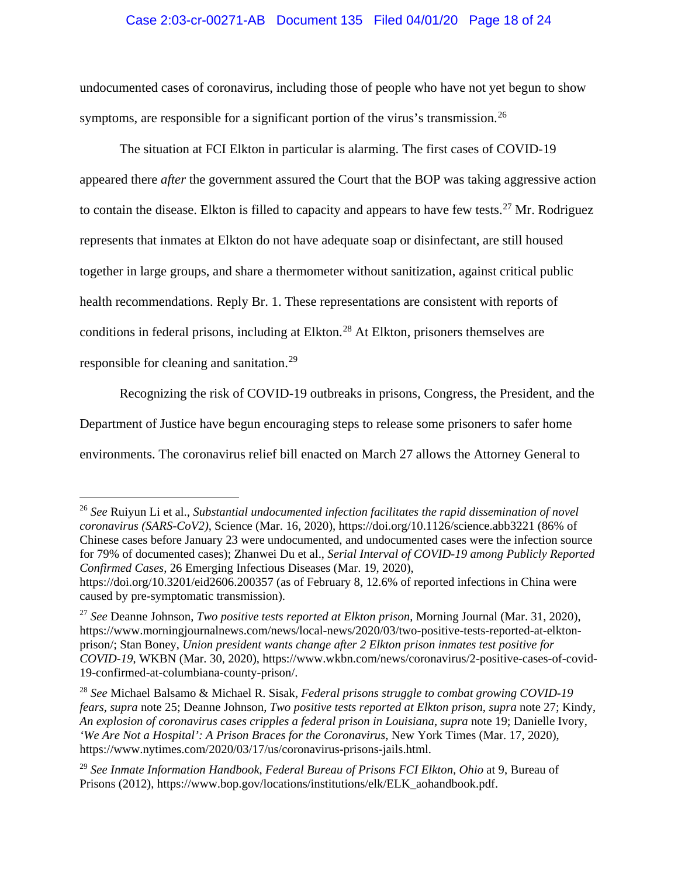undocumented cases of coronavirus, including those of people who have not yet begun to show symptoms, are responsible for a significant portion of the virus's transmission.[26]

The situation at FCI Elkton in particular is alarming. The first cases of COVID-19 appeared there *after* the government assured the Court that the BOP was taking aggressive action to contain the disease. Elkton is filled to capacity and appears to have few tests.[27] Mr. Rodriguez represents that inmates at Elkton do not have adequate soap or disinfectant, are still housed together in large groups, and share a thermometer without sanitization, against critical public health recommendations. Reply Br. 1. These representations are consistent with reports of conditions in federal prisons, including at Elkton.[28] At Elkton, prisoners themselves are responsible for cleaning and sanitation.[29]

Recognizing the risk of COVID-19 outbreaks in prisons, Congress, the President, and the Department of Justice have begun encouraging steps to release some prisoners to safer home environments. The coronavirus relief bill enacted on March 27 allows the Attorney General to

---

[26] *See* Ruiyun Li et al., *Substantial undocumented infection facilitates the rapid dissemination of novel coronavirus (SARS-CoV2)*, Science (Mar. 16, 2020), https://doi.org/10.1126/science.abb3221 (86% of Chinese cases before January 23 were undocumented, and undocumented cases were the infection source for 79% of documented cases); Zhanwei Du et al., *Serial Interval of COVID-19 among Publicly Reported Confirmed Cases*, 26 Emerging Infectious Diseases (Mar. 19, 2020), https://doi.org/10.3201/eid2606.200357 (as of February 8, 12.6% of reported infections in China were caused by pre-symptomatic transmission).

[27] *See* Deanne Johnson, *Two positive tests reported at Elkton prison*, Morning Journal (Mar. 31, 2020), https://www.morningjournalnews.com/news/local-news/2020/03/two-positive-tests-reported-at-elkton-prison/; Stan Boney, *Union president wants change after 2 Elkton prison inmates test positive for COVID-19*, WKBN (Mar. 30, 2020), https://www.wkbn.com/news/coronavirus/2-positive-cases-of-covid-19-confirmed-at-columbiana-county-prison/.

[28] *See* Michael Balsamo & Michael R. Sisak, *Federal prisons struggle to combat growing COVID-19 fears*, *supra* note 25; Deanne Johnson, *Two positive tests reported at Elkton prison*, *supra* note 27; Kindy, *An explosion of coronavirus cases cripples a federal prison in Louisiana*, *supra* note 19; Danielle Ivory, *'We Are Not a Hospital': A Prison Braces for the Coronavirus*, New York Times (Mar. 17, 2020), https://www.nytimes.com/2020/03/17/us/coronavirus-prisons-jails.html.

[29] *See Inmate Information Handbook, Federal Bureau of Prisons FCI Elkton, Ohio* at 9, Bureau of Prisons (2012), https://www.bop.gov/locations/institutions/elk/ELK_aohandbook.pdf.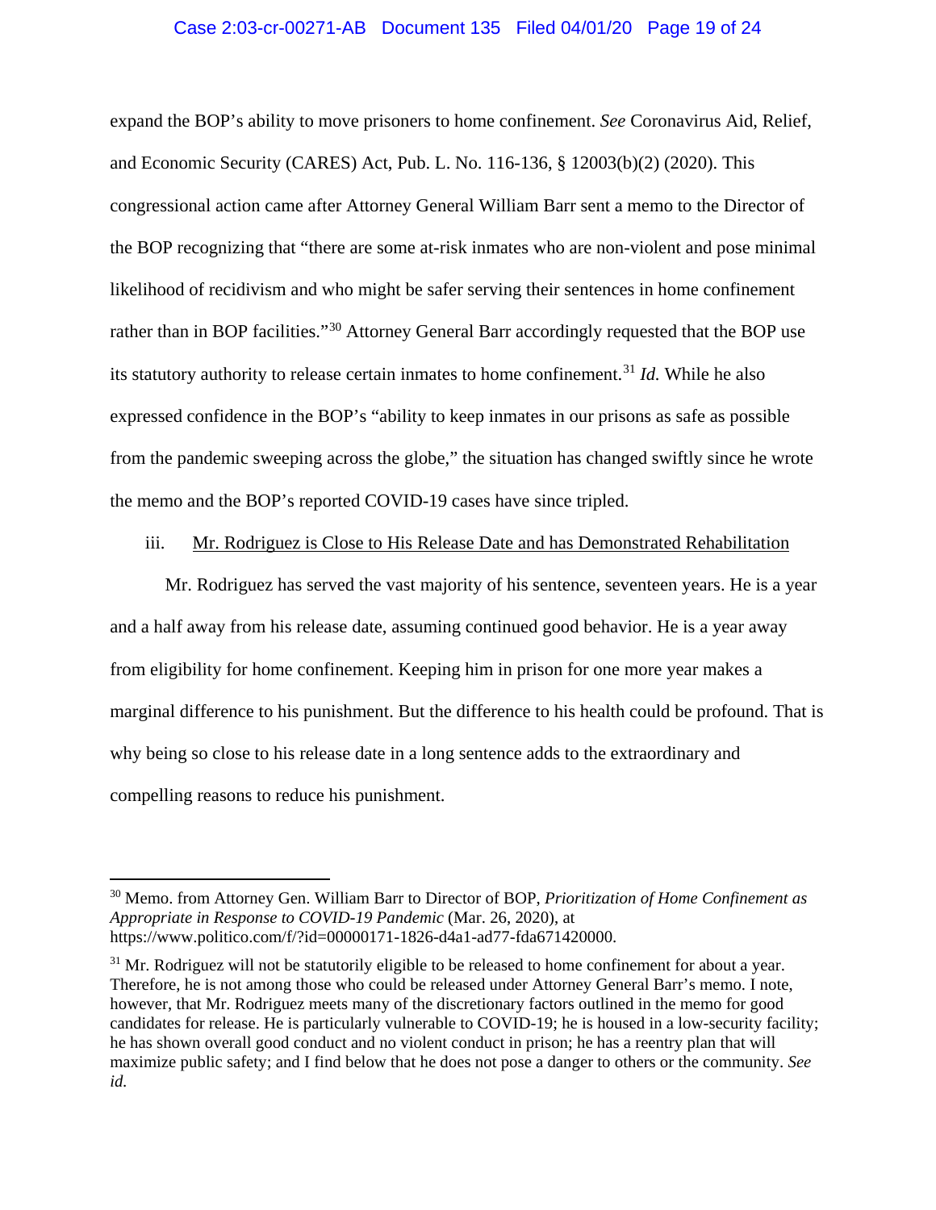expand the BOP's ability to move prisoners to home confinement. *See* Coronavirus Aid, Relief, and Economic Security (CARES) Act, Pub. L. No. 116-136, § 12003(b)(2) (2020). This congressional action came after Attorney General William Barr sent a memo to the Director of the BOP recognizing that "there are some at-risk inmates who are non-violent and pose minimal likelihood of recidivism and who might be safer serving their sentences in home confinement rather than in BOP facilities."[30] Attorney General Barr accordingly requested that the BOP use its statutory authority to release certain inmates to home confinement.[31] *Id.* While he also expressed confidence in the BOP's "ability to keep inmates in our prisons as safe as possible from the pandemic sweeping across the globe," the situation has changed swiftly since he wrote the memo and the BOP's reported COVID-19 cases have since tripled.

iii. <u>Mr. Rodriguez is Close to His Release Date and has Demonstrated Rehabilitation</u>

Mr. Rodriguez has served the vast majority of his sentence, seventeen years. He is a year and a half away from his release date, assuming continued good behavior. He is a year away from eligibility for home confinement. Keeping him in prison for one more year makes a marginal difference to his punishment. But the difference to his health could be profound. That is why being so close to his release date in a long sentence adds to the extraordinary and compelling reasons to reduce his punishment.

---

[30] Memo. from Attorney Gen. William Barr to Director of BOP, *Prioritization of Home Confinement as Appropriate in Response to COVID-19 Pandemic* (Mar. 26, 2020), at https://www.politico.com/f/?id=00000171-1826-d4a1-ad77-fda671420000.

[31] Mr. Rodriguez will not be statutorily eligible to be released to home confinement for about a year. Therefore, he is not among those who could be released under Attorney General Barr's memo. I note, however, that Mr. Rodriguez meets many of the discretionary factors outlined in the memo for good candidates for release. He is particularly vulnerable to COVID-19; he is housed in a low-security facility; he has shown overall good conduct and no violent conduct in prison; he has a reentry plan that will maximize public safety; and I find below that he does not pose a danger to others or the community. *See id.*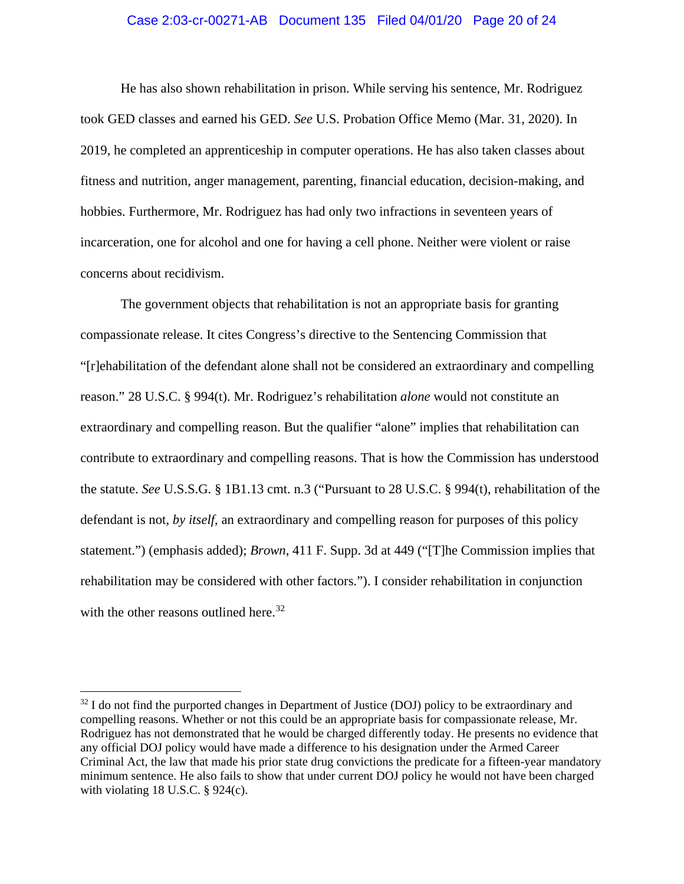He has also shown rehabilitation in prison. While serving his sentence, Mr. Rodriguez took GED classes and earned his GED. *See* U.S. Probation Office Memo (Mar. 31, 2020). In 2019, he completed an apprenticeship in computer operations. He has also taken classes about fitness and nutrition, anger management, parenting, financial education, decision-making, and hobbies. Furthermore, Mr. Rodriguez has had only two infractions in seventeen years of incarceration, one for alcohol and one for having a cell phone. Neither were violent or raise concerns about recidivism.

The government objects that rehabilitation is not an appropriate basis for granting compassionate release. It cites Congress's directive to the Sentencing Commission that "[r]ehabilitation of the defendant alone shall not be considered an extraordinary and compelling reason." 28 U.S.C. § 994(t). Mr. Rodriguez's rehabilitation *alone* would not constitute an extraordinary and compelling reason. But the qualifier "alone" implies that rehabilitation can contribute to extraordinary and compelling reasons. That is how the Commission has understood the statute. *See* U.S.S.G. § 1B1.13 cmt. n.3 ("Pursuant to 28 U.S.C. § 994(t), rehabilitation of the defendant is not, *by itself*, an extraordinary and compelling reason for purposes of this policy statement.") (emphasis added); *Brown*, 411 F. Supp. 3d at 449 ("[T]he Commission implies that rehabilitation may be considered with other factors."). I consider rehabilitation in conjunction with the other reasons outlined here.[32]

---

[32] I do not find the purported changes in Department of Justice (DOJ) policy to be extraordinary and compelling reasons. Whether or not this could be an appropriate basis for compassionate release, Mr. Rodriguez has not demonstrated that he would be charged differently today. He presents no evidence that any official DOJ policy would have made a difference to his designation under the Armed Career Criminal Act, the law that made his prior state drug convictions the predicate for a fifteen-year mandatory minimum sentence. He also fails to show that under current DOJ policy he would not have been charged with violating 18 U.S.C. § 924(c).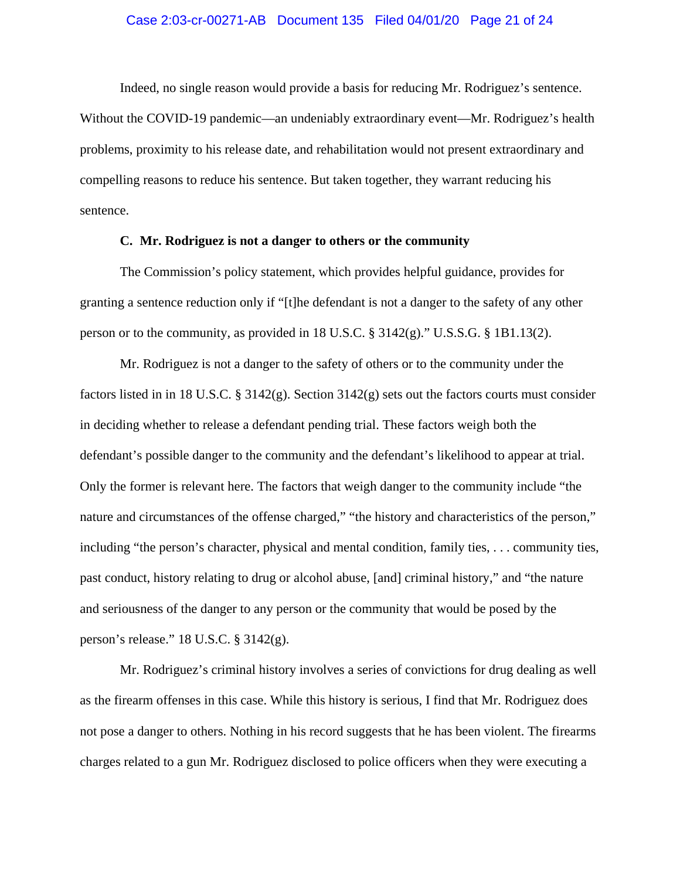Indeed, no single reason would provide a basis for reducing Mr. Rodriguez's sentence. Without the COVID-19 pandemic—an undeniably extraordinary event—Mr. Rodriguez's health problems, proximity to his release date, and rehabilitation would not present extraordinary and compelling reasons to reduce his sentence. But taken together, they warrant reducing his sentence.

### C. Mr. Rodriguez is not a danger to others or the community

The Commission's policy statement, which provides helpful guidance, provides for granting a sentence reduction only if "[t]he defendant is not a danger to the safety of any other person or to the community, as provided in 18 U.S.C. § 3142(g)." U.S.S.G. § 1B1.13(2).

Mr. Rodriguez is not a danger to the safety of others or to the community under the factors listed in in 18 U.S.C. § 3142(g). Section 3142(g) sets out the factors courts must consider in deciding whether to release a defendant pending trial. These factors weigh both the defendant's possible danger to the community and the defendant's likelihood to appear at trial. Only the former is relevant here. The factors that weigh danger to the community include "the nature and circumstances of the offense charged," "the history and characteristics of the person," including "the person's character, physical and mental condition, family ties, . . . community ties, past conduct, history relating to drug or alcohol abuse, [and] criminal history," and "the nature and seriousness of the danger to any person or the community that would be posed by the person's release." 18 U.S.C. § 3142(g).

Mr. Rodriguez's criminal history involves a series of convictions for drug dealing as well as the firearm offenses in this case. While this history is serious, I find that Mr. Rodriguez does not pose a danger to others. Nothing in his record suggests that he has been violent. The firearms charges related to a gun Mr. Rodriguez disclosed to police officers when they were executing a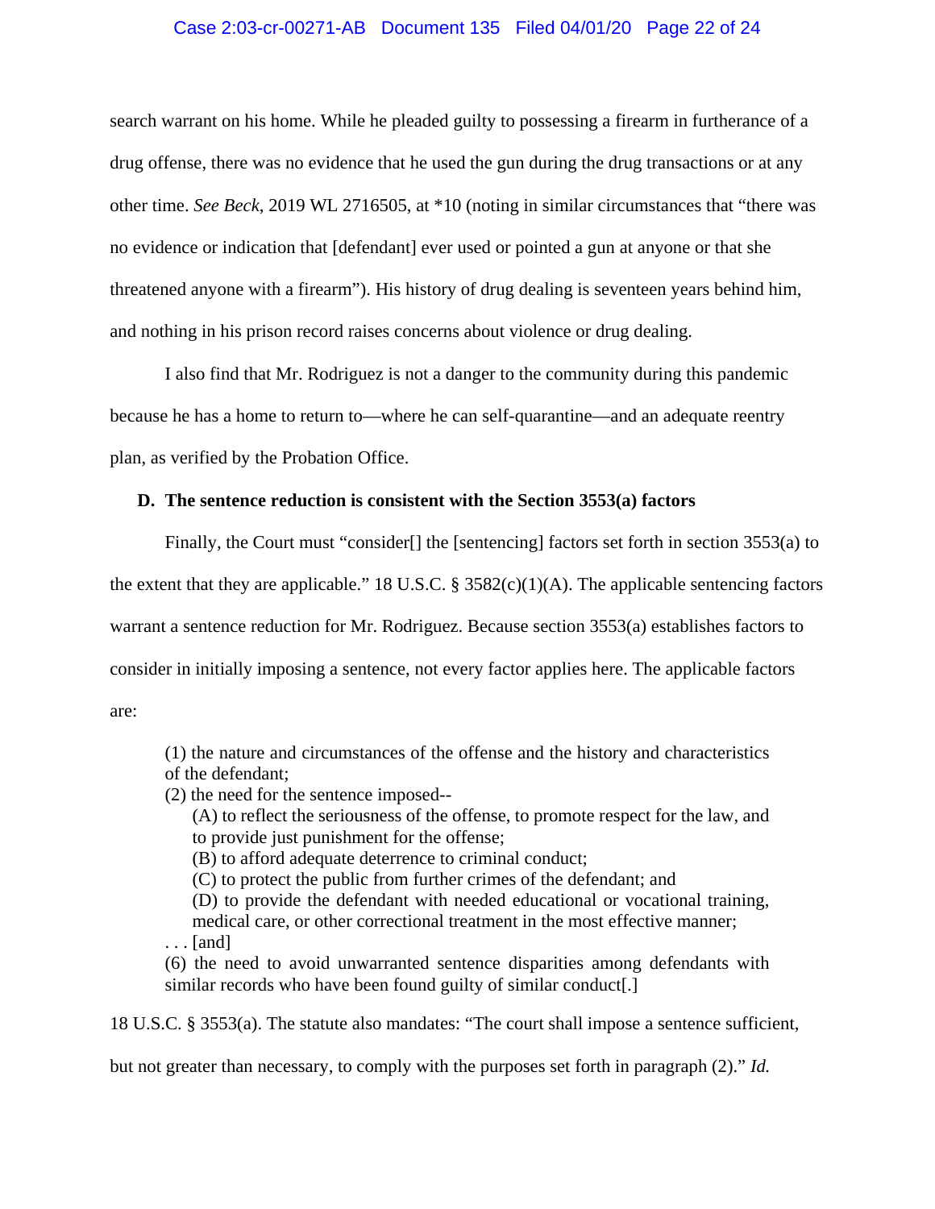search warrant on his home. While he pleaded guilty to possessing a firearm in furtherance of a drug offense, there was no evidence that he used the gun during the drug transactions or at any other time. *See Beck*, 2019 WL 2716505, at *10 (noting in similar circumstances that "there was no evidence or indication that [defendant] ever used or pointed a gun at anyone or that she threatened anyone with a firearm"). His history of drug dealing is seventeen years behind him, and nothing in his prison record raises concerns about violence or drug dealing.

I also find that Mr. Rodriguez is not a danger to the community during this pandemic because he has a home to return to—where he can self-quarantine—and an adequate reentry plan, as verified by the Probation Office.

**D. The sentence reduction is consistent with the Section 3553(a) factors**

Finally, the Court must "consider[] the [sentencing] factors set forth in section 3553(a) to the extent that they are applicable." 18 U.S.C. § 3582(c)(1)(A). The applicable sentencing factors warrant a sentence reduction for Mr. Rodriguez. Because section 3553(a) establishes factors to consider in initially imposing a sentence, not every factor applies here. The applicable factors are:

> (1) the nature and circumstances of the offense and the history and characteristics of the defendant;
> (2) the need for the sentence imposed--
>> (A) to reflect the seriousness of the offense, to promote respect for the law, and to provide just punishment for the offense;
>> (B) to afford adequate deterrence to criminal conduct;
>> (C) to protect the public from further crimes of the defendant; and
>> (D) to provide the defendant with needed educational or vocational training, medical care, or other correctional treatment in the most effective manner;
>
> . . . [and]
> (6) the need to avoid unwarranted sentence disparities among defendants with similar records who have been found guilty of similar conduct[.]

18 U.S.C. § 3553(a). The statute also mandates: "The court shall impose a sentence sufficient, but not greater than necessary, to comply with the purposes set forth in paragraph (2)." *Id.*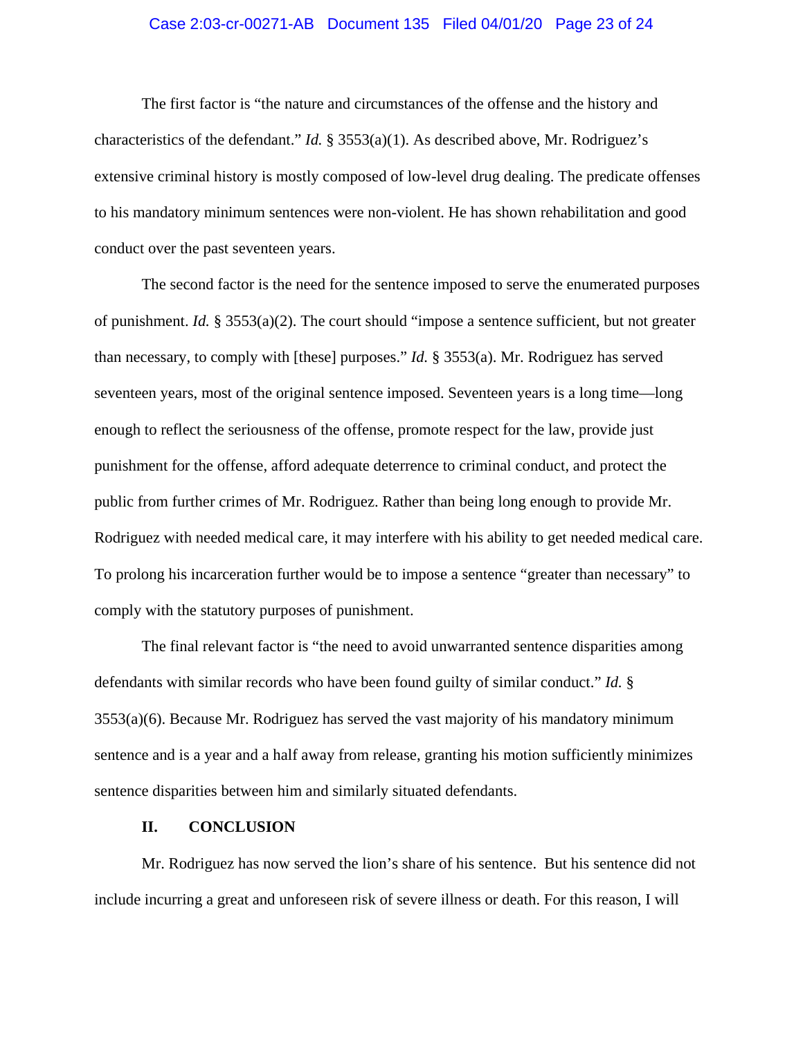The first factor is "the nature and circumstances of the offense and the history and characteristics of the defendant." *Id.* § 3553(a)(1). As described above, Mr. Rodriguez's extensive criminal history is mostly composed of low-level drug dealing. The predicate offenses to his mandatory minimum sentences were non-violent. He has shown rehabilitation and good conduct over the past seventeen years.

The second factor is the need for the sentence imposed to serve the enumerated purposes of punishment. *Id.* § 3553(a)(2). The court should "impose a sentence sufficient, but not greater than necessary, to comply with [these] purposes." *Id.* § 3553(a). Mr. Rodriguez has served seventeen years, most of the original sentence imposed. Seventeen years is a long time—long enough to reflect the seriousness of the offense, promote respect for the law, provide just punishment for the offense, afford adequate deterrence to criminal conduct, and protect the public from further crimes of Mr. Rodriguez. Rather than being long enough to provide Mr. Rodriguez with needed medical care, it may interfere with his ability to get needed medical care. To prolong his incarceration further would be to impose a sentence "greater than necessary" to comply with the statutory purposes of punishment.

The final relevant factor is "the need to avoid unwarranted sentence disparities among defendants with similar records who have been found guilty of similar conduct." *Id.* § 3553(a)(6). Because Mr. Rodriguez has served the vast majority of his mandatory minimum sentence and is a year and a half away from release, granting his motion sufficiently minimizes sentence disparities between him and similarly situated defendants.

## II. CONCLUSION

Mr. Rodriguez has now served the lion's share of his sentence. But his sentence did not include incurring a great and unforeseen risk of severe illness or death. For this reason, I will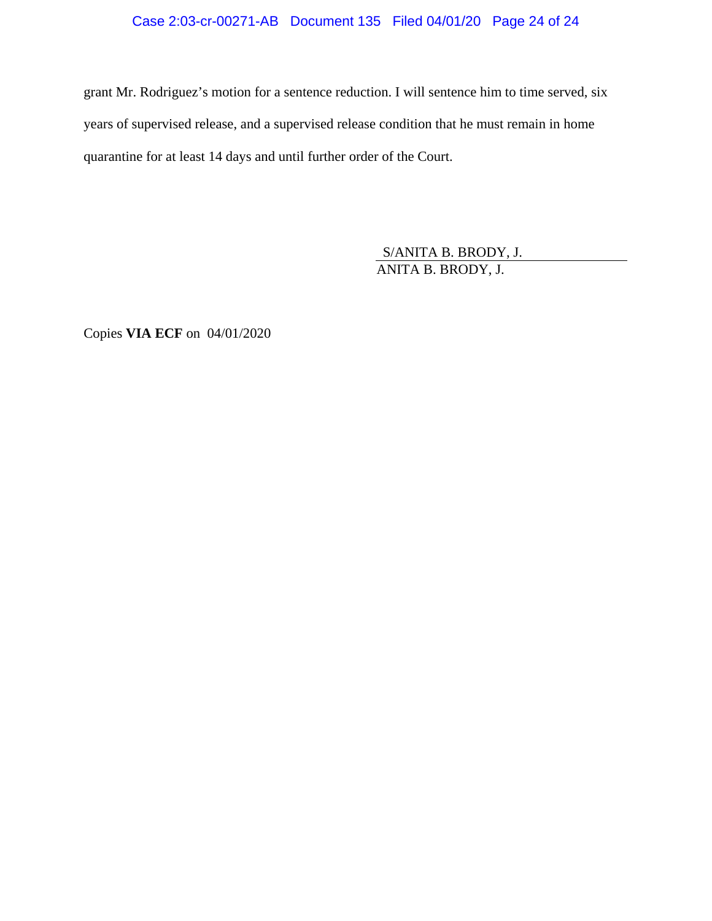grant Mr. Rodriguez's motion for a sentence reduction. I will sentence him to time served, six years of supervised release, and a supervised release condition that he must remain in home quarantine for at least 14 days and until further order of the Court.

S/ANITA B. BRODY, J.
ANITA B. BRODY, J.

Copies **VIA ECF** on 04/01/2020